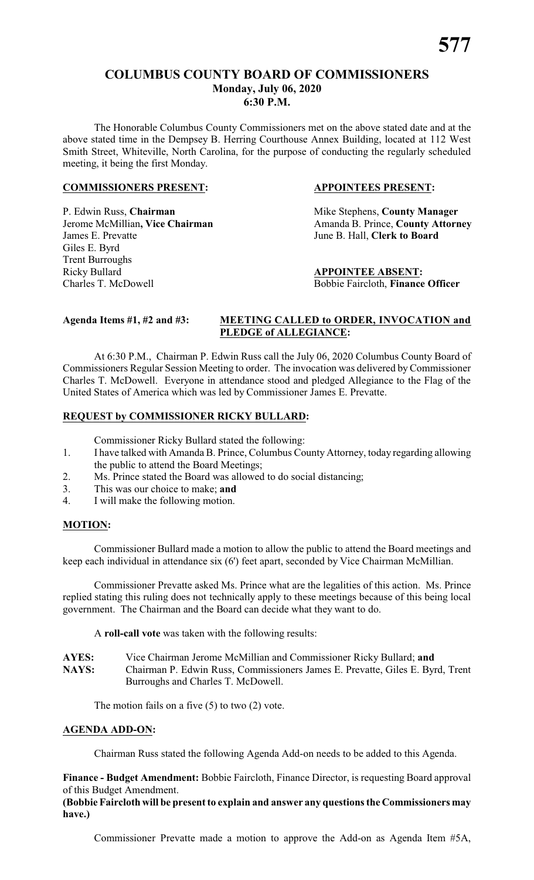# COLUMBUS COUNTY BOARD OF COMMISSIONERS
## Monday, July 06, 2020
## 6:30 P.M.

The Honorable Columbus County Commissioners met on the above stated date and at the above stated time in the Dempsey B. Herring Courthouse Annex Building, located at 112 West Smith Street, Whiteville, North Carolina, for the purpose of conducting the regularly scheduled meeting, it being the first Monday.

**COMMISSIONERS PRESENT:**

P. Edwin Russ, **Chairman**
Jerome McMillian**, Vice Chairman**
James E. Prevatte
Giles E. Byrd
Trent Burroughs
Ricky Bullard
Charles T. McDowell

**APPOINTEES PRESENT:**

Mike Stephens, **County Manager**
Amanda B. Prince, **County Attorney**
June B. Hall, **Clerk to Board**

**APPOINTEE ABSENT:**

Bobbie Faircloth, **Finance Officer**

**Agenda Items #1, #2 and #3: MEETING CALLED to ORDER, INVOCATION and PLEDGE of ALLEGIANCE:**

At 6:30 P.M., Chairman P. Edwin Russ call the July 06, 2020 Columbus County Board of Commissioners Regular Session Meeting to order. The invocation was delivered by Commissioner Charles T. McDowell. Everyone in attendance stood and pledged Allegiance to the Flag of the United States of America which was led by Commissioner James E. Prevatte.

**REQUEST by COMMISSIONER RICKY BULLARD:**

Commissioner Ricky Bullard stated the following:

1. I have talked with Amanda B. Prince, Columbus County Attorney, today regarding allowing the public to attend the Board Meetings;
2. Ms. Prince stated the Board was allowed to do social distancing;
3. This was our choice to make; **and**
4. I will make the following motion.

**MOTION:**

Commissioner Bullard made a motion to allow the public to attend the Board meetings and keep each individual in attendance six (6') feet apart, seconded by Vice Chairman McMillian.

Commissioner Prevatte asked Ms. Prince what are the legalities of this action. Ms. Prince replied stating this ruling does not technically apply to these meetings because of this being local government. The Chairman and the Board can decide what they want to do.

A **roll-call vote** was taken with the following results:

**AYES:** Vice Chairman Jerome McMillian and Commissioner Ricky Bullard; **and**
**NAYS:** Chairman P. Edwin Russ, Commissioners James E. Prevatte, Giles E. Byrd, Trent Burroughs and Charles T. McDowell.

The motion fails on a five (5) to two (2) vote.

**AGENDA ADD-ON:**

Chairman Russ stated the following Agenda Add-on needs to be added to this Agenda.

**Finance - Budget Amendment:** Bobbie Faircloth, Finance Director, is requesting Board approval of this Budget Amendment.
**(Bobbie Faircloth will be present to explain and answer any questions the Commissioners may have.)**

Commissioner Prevatte made a motion to approve the Add-on as Agenda Item #5A,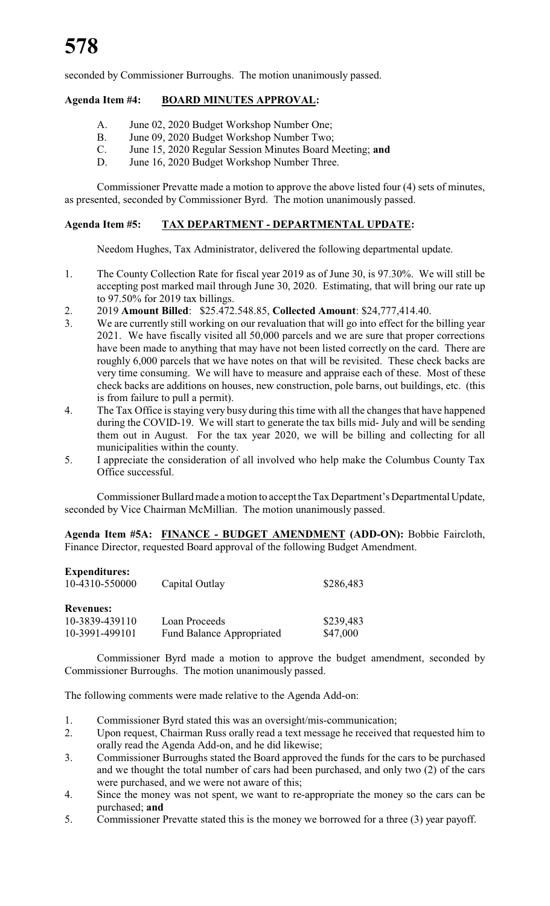seconded by Commissioner Burroughs. The motion unanimously passed.

**Agenda Item #4: BOARD MINUTES APPROVAL:**

A. June 02, 2020 Budget Workshop Number One;
B. June 09, 2020 Budget Workshop Number Two;
C. June 15, 2020 Regular Session Minutes Board Meeting; **and**
D. June 16, 2020 Budget Workshop Number Three.

Commissioner Prevatte made a motion to approve the above listed four (4) sets of minutes, as presented, seconded by Commissioner Byrd. The motion unanimously passed.

**Agenda Item #5: TAX DEPARTMENT - DEPARTMENTAL UPDATE:**

Needom Hughes, Tax Administrator, delivered the following departmental update.

1. The County Collection Rate for fiscal year 2019 as of June 30, is 97.30%. We will still be accepting post marked mail through June 30, 2020. Estimating, that will bring our rate up to 97.50% for 2019 tax billings.
2. 2019 **Amount Billed**: $25.472.548.85, **Collected Amount**: $24,777,414.40.
3. We are currently still working on our revaluation that will go into effect for the billing year 2021. We have fiscally visited all 50,000 parcels and we are sure that proper corrections have been made to anything that may have not been listed correctly on the card. There are roughly 6,000 parcels that we have notes on that will be revisited. These check backs are very time consuming. We will have to measure and appraise each of these. Most of these check backs are additions on houses, new construction, pole barns, out buildings, etc. (this is from failure to pull a permit).
4. The Tax Office is staying very busy during this time with all the changes that have happened during the COVID-19. We will start to generate the tax bills mid- July and will be sending them out in August. For the tax year 2020, we will be billing and collecting for all municipalities within the county.
5. I appreciate the consideration of all involved who help make the Columbus County Tax Office successful.

Commissioner Bullard made a motion to accept the Tax Department's Departmental Update, seconded by Vice Chairman McMillian. The motion unanimously passed.

**Agenda Item #5A: FINANCE - BUDGET AMENDMENT (ADD-ON):** Bobbie Faircloth, Finance Director, requested Board approval of the following Budget Amendment.

| **Expenditures:** | | |
|---|---|---|
| 10-4310-550000 | Capital Outlay | $286,483 |
| **Revenues:** | | |
| 10-3839-439110 | Loan Proceeds | $239,483 |
| 10-3991-499101 | Fund Balance Appropriated | $47,000 |

Commissioner Byrd made a motion to approve the budget amendment, seconded by Commissioner Burroughs. The motion unanimously passed.

The following comments were made relative to the Agenda Add-on:

1. Commissioner Byrd stated this was an oversight/mis-communication;
2. Upon request, Chairman Russ orally read a text message he received that requested him to orally read the Agenda Add-on, and he did likewise;
3. Commissioner Burroughs stated the Board approved the funds for the cars to be purchased and we thought the total number of cars had been purchased, and only two (2) of the cars were purchased, and we were not aware of this;
4. Since the money was not spent, we want to re-appropriate the money so the cars can be purchased; **and**
5. Commissioner Prevatte stated this is the money we borrowed for a three (3) year payoff.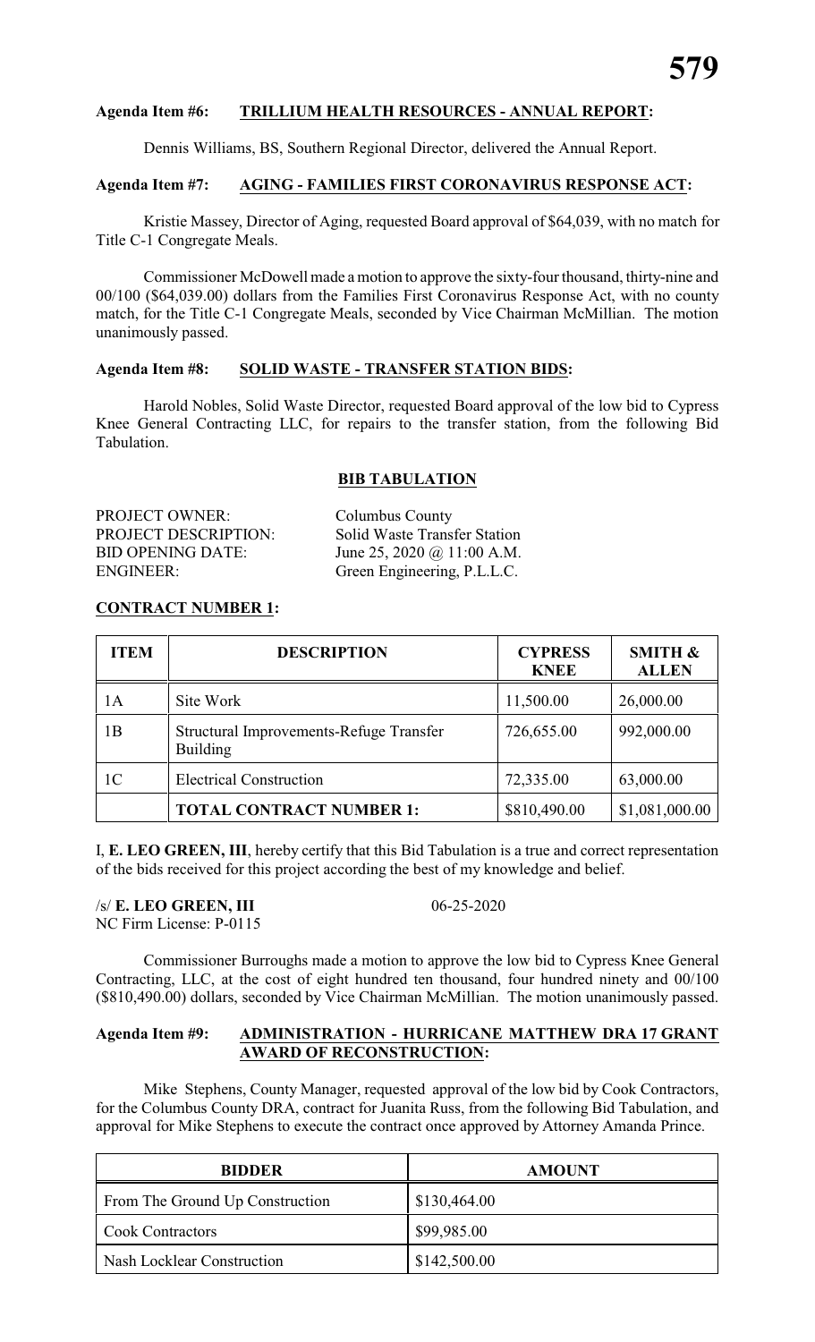**Agenda Item #6: TRILLIUM HEALTH RESOURCES - ANNUAL REPORT:**

Dennis Williams, BS, Southern Regional Director, delivered the Annual Report.

**Agenda Item #7: AGING - FAMILIES FIRST CORONAVIRUS RESPONSE ACT:**

Kristie Massey, Director of Aging, requested Board approval of $64,039, with no match for Title C-1 Congregate Meals.

Commissioner McDowell made a motion to approve the sixty-four thousand, thirty-nine and 00/100 ($64,039.00) dollars from the Families First Coronavirus Response Act, with no county match, for the Title C-1 Congregate Meals, seconded by Vice Chairman McMillian. The motion unanimously passed.

**Agenda Item #8: SOLID WASTE - TRANSFER STATION BIDS:**

Harold Nobles, Solid Waste Director, requested Board approval of the low bid to Cypress Knee General Contracting LLC, for repairs to the transfer station, from the following Bid Tabulation.

**BIB TABULATION**

PROJECT OWNER: Columbus County
PROJECT DESCRIPTION: Solid Waste Transfer Station
BID OPENING DATE: June 25, 2020 @ 11:00 A.M.
ENGINEER: Green Engineering, P.L.L.C.

**CONTRACT NUMBER 1:**

| ITEM | DESCRIPTION | CYPRESS KNEE | SMITH & ALLEN |
|---|---|---|---|
| 1A | Site Work | 11,500.00 | 26,000.00 |
| 1B | Structural Improvements-Refuge Transfer Building | 726,655.00 | 992,000.00 |
| 1C | Electrical Construction | 72,335.00 | 63,000.00 |
| | **TOTAL CONTRACT NUMBER 1:** | $810,490.00 | $1,081,000.00 |

I, **E. LEO GREEN, III**, hereby certify that this Bid Tabulation is a true and correct representation of the bids received for this project according the best of my knowledge and belief.

/s/ **E. LEO GREEN, III** 06-25-2020
NC Firm License: P-0115

Commissioner Burroughs made a motion to approve the low bid to Cypress Knee General Contracting, LLC, at the cost of eight hundred ten thousand, four hundred ninety and 00/100 ($810,490.00) dollars, seconded by Vice Chairman McMillian. The motion unanimously passed.

**Agenda Item #9: ADMINISTRATION - HURRICANE MATTHEW DRA 17 GRANT AWARD OF RECONSTRUCTION:**

Mike Stephens, County Manager, requested approval of the low bid by Cook Contractors, for the Columbus County DRA, contract for Juanita Russ, from the following Bid Tabulation, and approval for Mike Stephens to execute the contract once approved by Attorney Amanda Prince.

| BIDDER | AMOUNT |
|---|---|
| From The Ground Up Construction | $130,464.00 |
| Cook Contractors | $99,985.00 |
| Nash Locklear Construction | $142,500.00 |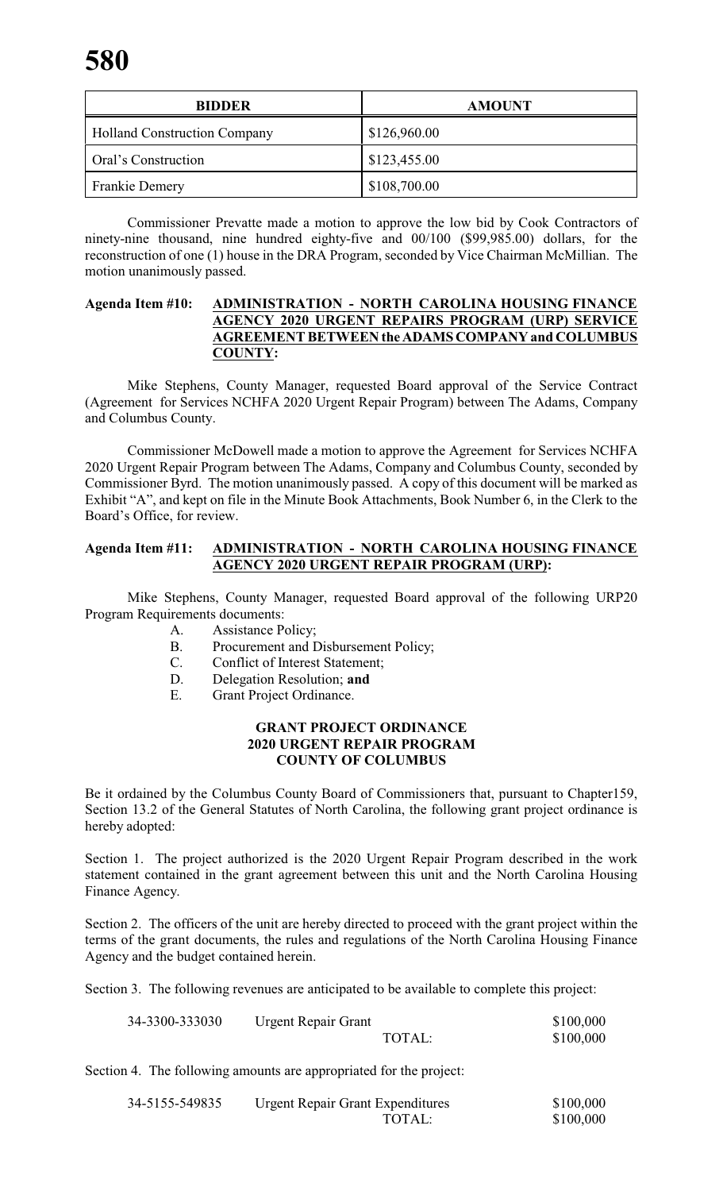| BIDDER | AMOUNT |
| --- | --- |
| Holland Construction Company | $126,960.00 |
| Oral's Construction | $123,455.00 |
| Frankie Demery | $108,700.00 |

Commissioner Prevatte made a motion to approve the low bid by Cook Contractors of ninety-nine thousand, nine hundred eighty-five and 00/100 ($99,985.00) dollars, for the reconstruction of one (1) house in the DRA Program, seconded by Vice Chairman McMillian. The motion unanimously passed.

**Agenda Item #10: ADMINISTRATION - NORTH CAROLINA HOUSING FINANCE AGENCY 2020 URGENT REPAIRS PROGRAM (URP) SERVICE AGREEMENT BETWEEN the ADAMS COMPANY and COLUMBUS COUNTY:**

Mike Stephens, County Manager, requested Board approval of the Service Contract (Agreement for Services NCHFA 2020 Urgent Repair Program) between The Adams, Company and Columbus County.

Commissioner McDowell made a motion to approve the Agreement for Services NCHFA 2020 Urgent Repair Program between The Adams, Company and Columbus County, seconded by Commissioner Byrd. The motion unanimously passed. A copy of this document will be marked as Exhibit "A", and kept on file in the Minute Book Attachments, Book Number 6, in the Clerk to the Board's Office, for review.

**Agenda Item #11: ADMINISTRATION - NORTH CAROLINA HOUSING FINANCE AGENCY 2020 URGENT REPAIR PROGRAM (URP):**

Mike Stephens, County Manager, requested Board approval of the following URP20 Program Requirements documents:

A. Assistance Policy;
B. Procurement and Disbursement Policy;
C. Conflict of Interest Statement;
D. Delegation Resolution; **and**
E. Grant Project Ordinance.

**GRANT PROJECT ORDINANCE**
**2020 URGENT REPAIR PROGRAM**
**COUNTY OF COLUMBUS**

Be it ordained by the Columbus County Board of Commissioners that, pursuant to Chapter159, Section 13.2 of the General Statutes of North Carolina, the following grant project ordinance is hereby adopted:

Section 1. The project authorized is the 2020 Urgent Repair Program described in the work statement contained in the grant agreement between this unit and the North Carolina Housing Finance Agency.

Section 2. The officers of the unit are hereby directed to proceed with the grant project within the terms of the grant documents, the rules and regulations of the North Carolina Housing Finance Agency and the budget contained herein.

Section 3. The following revenues are anticipated to be available to complete this project:

| | | |
| --- | --- | --- |
| 34-3300-333030 | Urgent Repair Grant | $100,000 |
| | TOTAL: | $100,000 |

Section 4. The following amounts are appropriated for the project:

| | | |
| --- | --- | --- |
| 34-5155-549835 | Urgent Repair Grant Expenditures | $100,000 |
| | TOTAL: | $100,000 |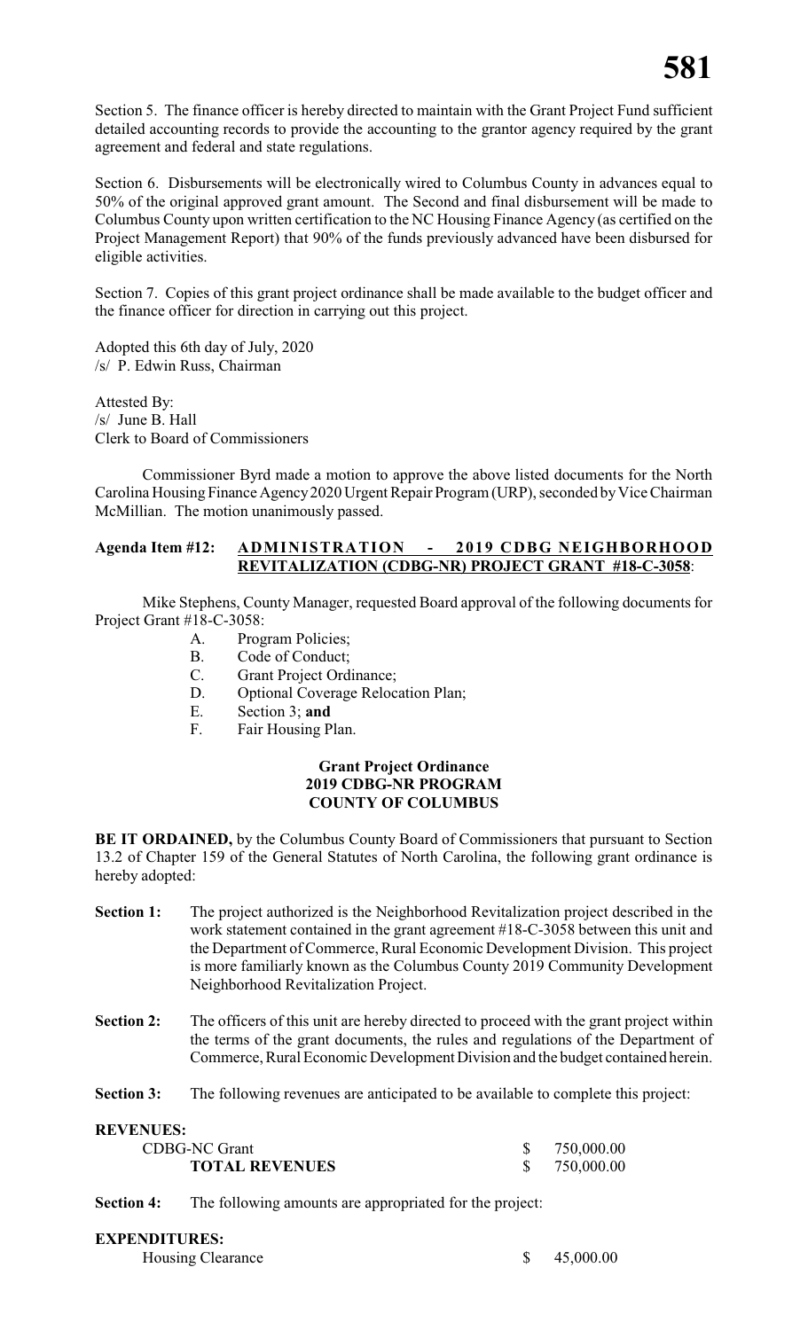Section 5. The finance officer is hereby directed to maintain with the Grant Project Fund sufficient detailed accounting records to provide the accounting to the grantor agency required by the grant agreement and federal and state regulations.

Section 6. Disbursements will be electronically wired to Columbus County in advances equal to 50% of the original approved grant amount. The Second and final disbursement will be made to Columbus County upon written certification to the NC Housing Finance Agency (as certified on the Project Management Report) that 90% of the funds previously advanced have been disbursed for eligible activities.

Section 7. Copies of this grant project ordinance shall be made available to the budget officer and the finance officer for direction in carrying out this project.

Adopted this 6th day of July, 2020
/s/ P. Edwin Russ, Chairman

Attested By:
/s/ June B. Hall
Clerk to Board of Commissioners

Commissioner Byrd made a motion to approve the above listed documents for the North Carolina Housing Finance Agency 2020 Urgent Repair Program (URP), seconded by Vice Chairman McMillian. The motion unanimously passed.

**Agenda Item #12: ADMINISTRATION - 2019 CDBG NEIGHBORHOOD REVITALIZATION (CDBG-NR) PROJECT GRANT #18-C-3058:**

Mike Stephens, County Manager, requested Board approval of the following documents for Project Grant #18-C-3058:

A. Program Policies;
B. Code of Conduct;
C. Grant Project Ordinance;
D. Optional Coverage Relocation Plan;
E. Section 3; **and**
F. Fair Housing Plan.

**Grant Project Ordinance**
**2019 CDBG-NR PROGRAM**
**COUNTY OF COLUMBUS**

**BE IT ORDAINED,** by the Columbus County Board of Commissioners that pursuant to Section 13.2 of Chapter 159 of the General Statutes of North Carolina, the following grant ordinance is hereby adopted:

**Section 1:** The project authorized is the Neighborhood Revitalization project described in the work statement contained in the grant agreement #18-C-3058 between this unit and the Department of Commerce, Rural Economic Development Division. This project is more familiarly known as the Columbus County 2019 Community Development Neighborhood Revitalization Project.

**Section 2:** The officers of this unit are hereby directed to proceed with the grant project within the terms of the grant documents, the rules and regulations of the Department of Commerce, Rural Economic Development Division and the budget contained herein.

**Section 3:** The following revenues are anticipated to be available to complete this project:

**REVENUES:**

| | |
|---|---|
| CDBG-NC Grant | $ 750,000.00 |
| **TOTAL REVENUES** | $ 750,000.00 |

**Section 4:** The following amounts are appropriated for the project:

**EXPENDITURES:**

| | |
|---|---|
| Housing Clearance | $ 45,000.00 |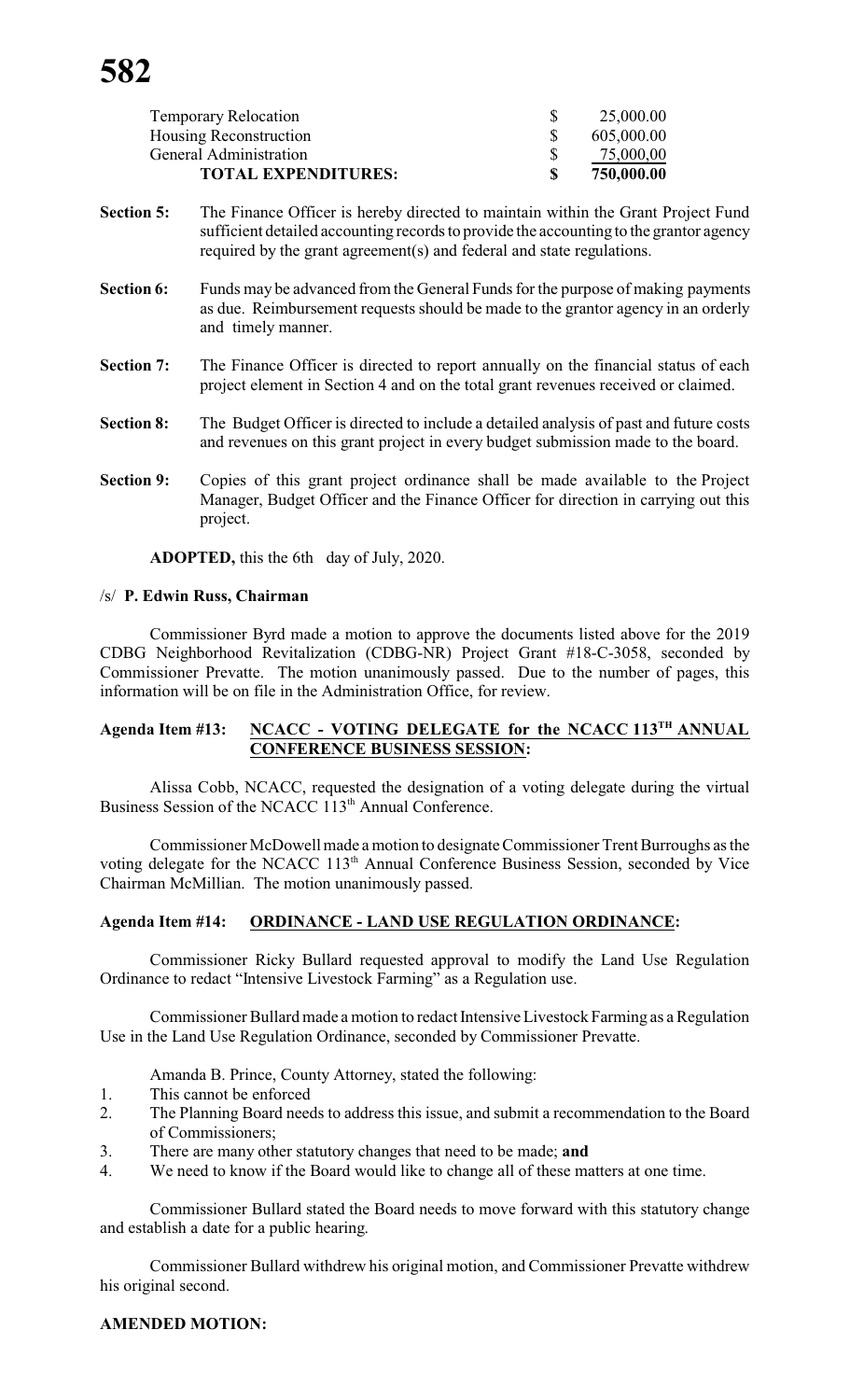| | | |
|---|---|---|
| Temporary Relocation | $ | 25,000.00 |
| Housing Reconstruction | $ | 605,000.00 |
| General Administration | $ | 75,000,00 |
| **TOTAL EXPENDITURES:** | **$** | **750,000.00** |

**Section 5:** The Finance Officer is hereby directed to maintain within the Grant Project Fund sufficient detailed accounting records to provide the accounting to the grantor agency required by the grant agreement(s) and federal and state regulations.

**Section 6:** Funds may be advanced from the General Funds for the purpose of making payments as due. Reimbursement requests should be made to the grantor agency in an orderly and timely manner.

**Section 7:** The Finance Officer is directed to report annually on the financial status of each project element in Section 4 and on the total grant revenues received or claimed.

**Section 8:** The Budget Officer is directed to include a detailed analysis of past and future costs and revenues on this grant project in every budget submission made to the board.

**Section 9:** Copies of this grant project ordinance shall be made available to the Project Manager, Budget Officer and the Finance Officer for direction in carrying out this project.

**ADOPTED,** this the 6th day of July, 2020.

/s/ **P. Edwin Russ, Chairman**

Commissioner Byrd made a motion to approve the documents listed above for the 2019 CDBG Neighborhood Revitalization (CDBG-NR) Project Grant #18-C-3058, seconded by Commissioner Prevatte. The motion unanimously passed. Due to the number of pages, this information will be on file in the Administration Office, for review.

**Agenda Item #13: NCACC - VOTING DELEGATE for the NCACC 113TH ANNUAL CONFERENCE BUSINESS SESSION:**

Alissa Cobb, NCACC, requested the designation of a voting delegate during the virtual Business Session of the NCACC 113th Annual Conference.

Commissioner McDowell made a motion to designate Commissioner Trent Burroughs as the voting delegate for the NCACC 113th Annual Conference Business Session, seconded by Vice Chairman McMillian. The motion unanimously passed.

**Agenda Item #14: ORDINANCE - LAND USE REGULATION ORDINANCE:**

Commissioner Ricky Bullard requested approval to modify the Land Use Regulation Ordinance to redact "Intensive Livestock Farming" as a Regulation use.

Commissioner Bullard made a motion to redact Intensive Livestock Farming as a Regulation Use in the Land Use Regulation Ordinance, seconded by Commissioner Prevatte.

Amanda B. Prince, County Attorney, stated the following:

1. This cannot be enforced
2. The Planning Board needs to address this issue, and submit a recommendation to the Board of Commissioners;
3. There are many other statutory changes that need to be made; **and**
4. We need to know if the Board would like to change all of these matters at one time.

Commissioner Bullard stated the Board needs to move forward with this statutory change and establish a date for a public hearing.

Commissioner Bullard withdrew his original motion, and Commissioner Prevatte withdrew his original second.

**AMENDED MOTION:**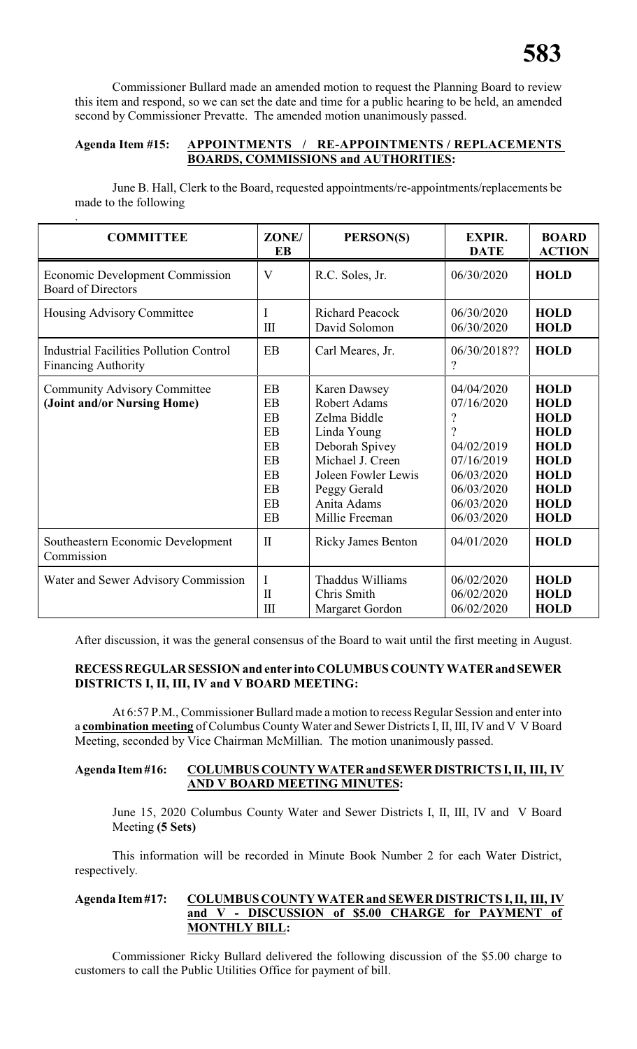Commissioner Bullard made an amended motion to request the Planning Board to review this item and respond, so we can set the date and time for a public hearing to be held, an amended second by Commissioner Prevatte. The amended motion unanimously passed.

**Agenda Item #15: APPOINTMENTS / RE-APPOINTMENTS / REPLACEMENTS BOARDS, COMMISSIONS and AUTHORITIES:**

June B. Hall, Clerk to the Board, requested appointments/re-appointments/replacements be made to the following

.

| COMMITTEE | ZONE/ EB | PERSON(S) | EXPIR. DATE | BOARD ACTION |
|---|---|---|---|---|
| Economic Development Commission Board of Directors | V | R.C. Soles, Jr. | 06/30/2020 | **HOLD** |
| Housing Advisory Committee | I<br>III | Richard Peacock<br>David Solomon | 06/30/2020<br>06/30/2020 | **HOLD**<br>**HOLD** |
| Industrial Facilities Pollution Control Financing Authority | EB | Carl Meares, Jr. | 06/30/2018??<br>? | **HOLD** |
| Community Advisory Committee **(Joint and/or Nursing Home)** | EB<br>EB<br>EB<br>EB<br>EB<br>EB<br>EB<br>EB<br>EB<br>EB | Karen Dawsey<br>Robert Adams<br>Zelma Biddle<br>Linda Young<br>Deborah Spivey<br>Michael J. Creen<br>Joleen Fowler Lewis<br>Peggy Gerald<br>Anita Adams<br>Millie Freeman | 04/04/2020<br>07/16/2020<br>?<br>?<br>04/02/2019<br>07/16/2019<br>06/03/2020<br>06/03/2020<br>06/03/2020<br>06/03/2020 | **HOLD**<br>**HOLD**<br>**HOLD**<br>**HOLD**<br>**HOLD**<br>**HOLD**<br>**HOLD**<br>**HOLD**<br>**HOLD**<br>**HOLD** |
| Southeastern Economic Development Commission | II | Ricky James Benton | 04/01/2020 | **HOLD** |
| Water and Sewer Advisory Commission | I<br>II<br>III | Thaddus Williams<br>Chris Smith<br>Margaret Gordon | 06/02/2020<br>06/02/2020<br>06/02/2020 | **HOLD**<br>**HOLD**<br>**HOLD** |

After discussion, it was the general consensus of the Board to wait until the first meeting in August.

**RECESS REGULAR SESSION and enter into COLUMBUS COUNTY WATER and SEWER DISTRICTS I, II, III, IV and V BOARD MEETING:**

At 6:57 P.M., Commissioner Bullard made a motion to recess Regular Session and enter into a **combination meeting** of Columbus County Water and Sewer Districts I, II, III, IV and V V Board Meeting, seconded by Vice Chairman McMillian. The motion unanimously passed.

**Agenda Item #16: COLUMBUS COUNTY WATER and SEWER DISTRICTS I, II, III, IV AND V BOARD MEETING MINUTES:**

June 15, 2020 Columbus County Water and Sewer Districts I, II, III, IV and V Board Meeting **(5 Sets)**

This information will be recorded in Minute Book Number 2 for each Water District, respectively.

**Agenda Item #17: COLUMBUS COUNTY WATER and SEWER DISTRICTS I, II, III, IV and V - DISCUSSION of $5.00 CHARGE for PAYMENT of MONTHLY BILL:**

Commissioner Ricky Bullard delivered the following discussion of the $5.00 charge to customers to call the Public Utilities Office for payment of bill.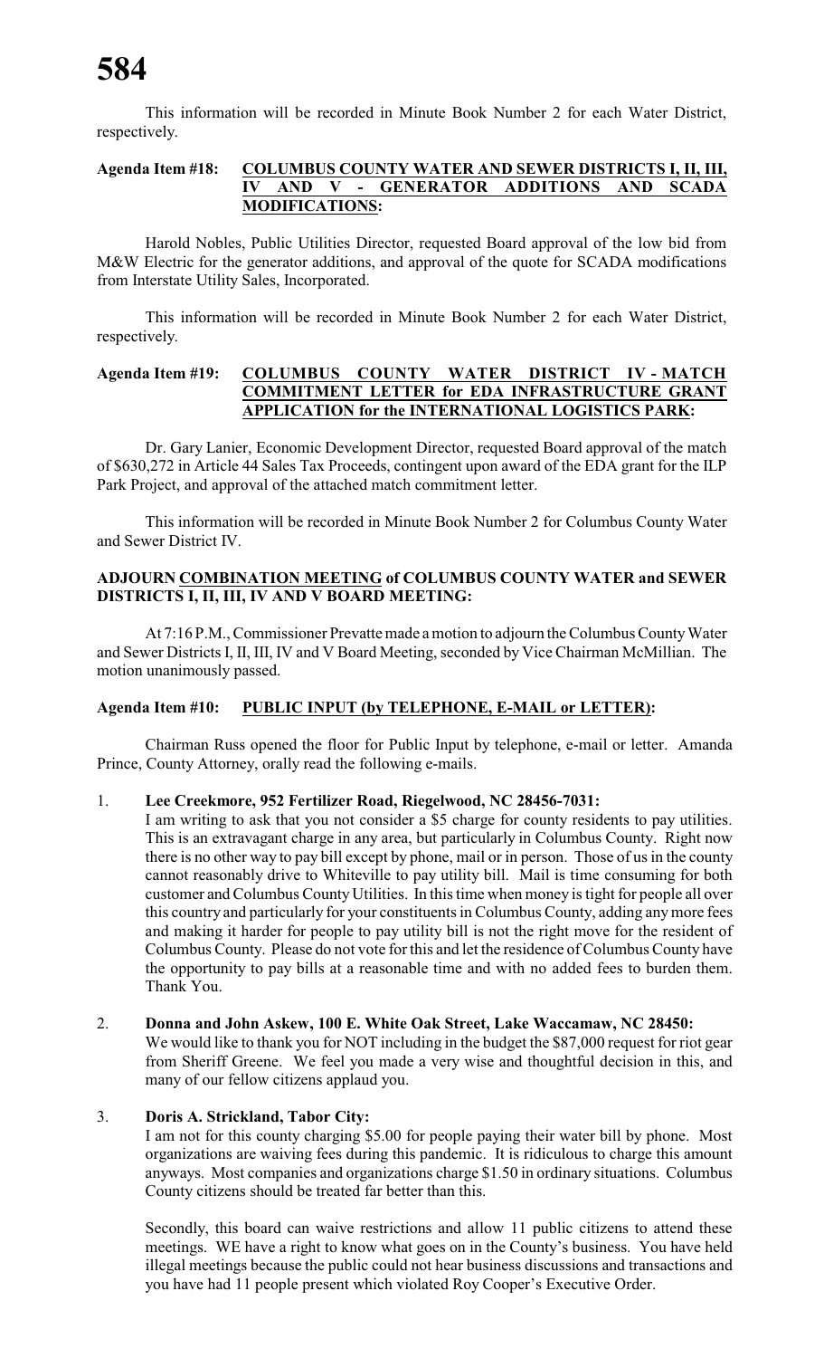This information will be recorded in Minute Book Number 2 for each Water District, respectively.

**Agenda Item #18: COLUMBUS COUNTY WATER AND SEWER DISTRICTS I, II, III, IV AND V - GENERATOR ADDITIONS AND SCADA MODIFICATIONS:**

Harold Nobles, Public Utilities Director, requested Board approval of the low bid from M&W Electric for the generator additions, and approval of the quote for SCADA modifications from Interstate Utility Sales, Incorporated.

This information will be recorded in Minute Book Number 2 for each Water District, respectively.

**Agenda Item #19: COLUMBUS COUNTY WATER DISTRICT IV - MATCH COMMITMENT LETTER for EDA INFRASTRUCTURE GRANT APPLICATION for the INTERNATIONAL LOGISTICS PARK:**

Dr. Gary Lanier, Economic Development Director, requested Board approval of the match of $630,272 in Article 44 Sales Tax Proceeds, contingent upon award of the EDA grant for the ILP Park Project, and approval of the attached match commitment letter.

This information will be recorded in Minute Book Number 2 for Columbus County Water and Sewer District IV.

**ADJOURN COMBINATION MEETING of COLUMBUS COUNTY WATER and SEWER DISTRICTS I, II, III, IV AND V BOARD MEETING:**

At 7:16 P.M., Commissioner Prevatte made a motion to adjourn the Columbus County Water and Sewer Districts I, II, III, IV and V Board Meeting, seconded by Vice Chairman McMillian. The motion unanimously passed.

**Agenda Item #10: PUBLIC INPUT (by TELEPHONE, E-MAIL or LETTER):**

Chairman Russ opened the floor for Public Input by telephone, e-mail or letter. Amanda Prince, County Attorney, orally read the following e-mails.

1. **Lee Creekmore, 952 Fertilizer Road, Riegelwood, NC 28456-7031:**
   I am writing to ask that you not consider a $5 charge for county residents to pay utilities. This is an extravagant charge in any area, but particularly in Columbus County. Right now there is no other way to pay bill except by phone, mail or in person. Those of us in the county cannot reasonably drive to Whiteville to pay utility bill. Mail is time consuming for both customer and Columbus County Utilities. In this time when money is tight for people all over this country and particularly for your constituents in Columbus County, adding any more fees and making it harder for people to pay utility bill is not the right move for the resident of Columbus County. Please do not vote for this and let the residence of Columbus County have the opportunity to pay bills at a reasonable time and with no added fees to burden them. Thank You.

2. **Donna and John Askew, 100 E. White Oak Street, Lake Waccamaw, NC 28450:**
   We would like to thank you for NOT including in the budget the $87,000 request for riot gear from Sheriff Greene. We feel you made a very wise and thoughtful decision in this, and many of our fellow citizens applaud you.

3. **Doris A. Strickland, Tabor City:**
   I am not for this county charging $5.00 for people paying their water bill by phone. Most organizations are waiving fees during this pandemic. It is ridiculous to charge this amount anyways. Most companies and organizations charge $1.50 in ordinary situations. Columbus County citizens should be treated far better than this.

   Secondly, this board can waive restrictions and allow 11 public citizens to attend these meetings. WE have a right to know what goes on in the County's business. You have held illegal meetings because the public could not hear business discussions and transactions and you have had 11 people present which violated Roy Cooper's Executive Order.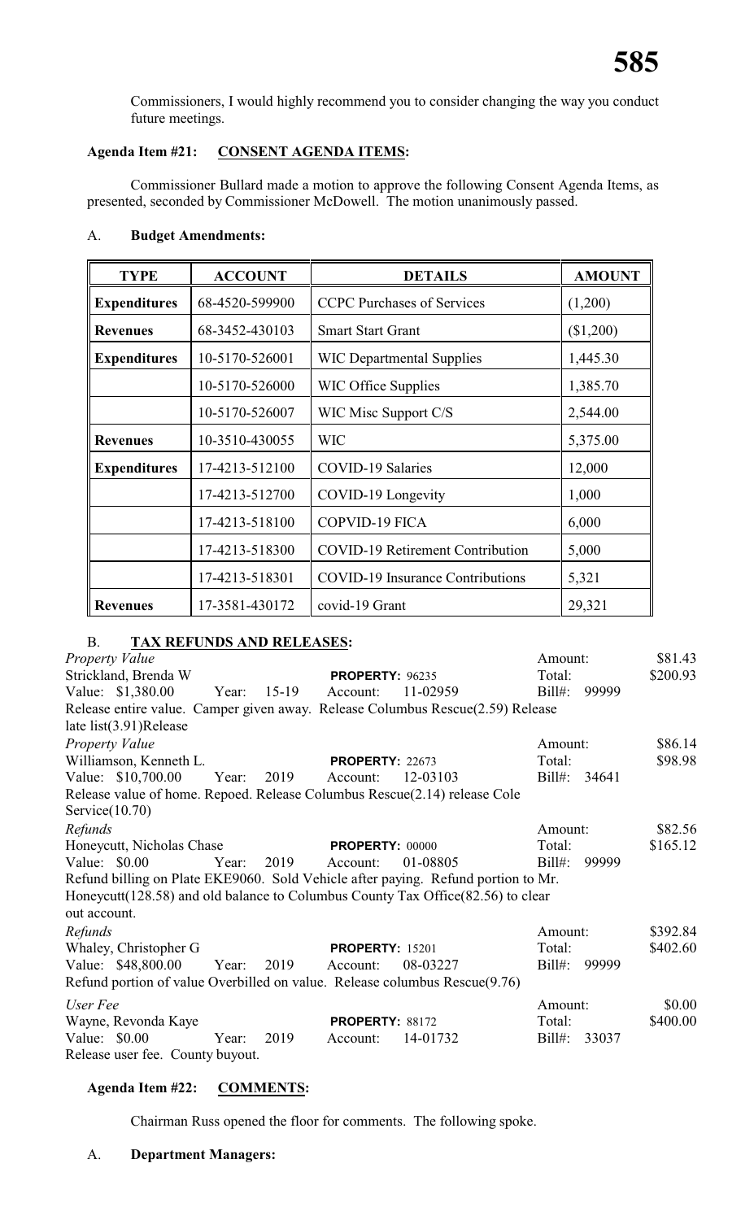Commissioners, I would highly recommend you to consider changing the way you conduct future meetings.

**Agenda Item #21: CONSENT AGENDA ITEMS:**

Commissioner Bullard made a motion to approve the following Consent Agenda Items, as presented, seconded by Commissioner McDowell. The motion unanimously passed.

A. **Budget Amendments:**

| TYPE | ACCOUNT | DETAILS | AMOUNT |
|---|---|---|---|
| **Expenditures** | 68-4520-599900 | CCPC Purchases of Services | (1,200) |
| **Revenues** | 68-3452-430103 | Smart Start Grant | ($1,200) |
| **Expenditures** | 10-5170-526001 | WIC Departmental Supplies | 1,445.30 |
| | 10-5170-526000 | WIC Office Supplies | 1,385.70 |
| | 10-5170-526007 | WIC Misc Support C/S | 2,544.00 |
| **Revenues** | 10-3510-430055 | WIC | 5,375.00 |
| **Expenditures** | 17-4213-512100 | COVID-19 Salaries | 12,000 |
| | 17-4213-512700 | COVID-19 Longevity | 1,000 |
| | 17-4213-518100 | COPVID-19 FICA | 6,000 |
| | 17-4213-518300 | COVID-19 Retirement Contribution | 5,000 |
| | 17-4213-518301 | COVID-19 Insurance Contributions | 5,321 |
| **Revenues** | 17-3581-430172 | covid-19 Grant | 29,321 |

B. **TAX REFUNDS AND RELEASES:**

*Property Value* — Amount: $81.43
Strickland, Brenda W — **PROPERTY:** 96235 — Total: $200.93
Value: $1,380.00 Year: 15-19 Account: 11-02959 Bill#: 99999
Release entire value. Camper given away. Release Columbus Rescue(2.59) Release late list(3.91)Release

*Property Value* — Amount: $86.14
Williamson, Kenneth L. — **PROPERTY:** 22673 — Total: $98.98
Value: $10,700.00 Year: 2019 Account: 12-03103 Bill#: 34641
Release value of home. Repoed. Release Columbus Rescue(2.14) release Cole Service(10.70)

*Refunds* — Amount: $82.56
Honeycutt, Nicholas Chase — **PROPERTY:** 00000 — Total: $165.12
Value: $0.00 Year: 2019 Account: 01-08805 Bill#: 99999
Refund billing on Plate EKE9060. Sold Vehicle after paying. Refund portion to Mr. Honeycutt(128.58) and old balance to Columbus County Tax Office(82.56) to clear out account.

*Refunds* — Amount: $392.84
Whaley, Christopher G — **PROPERTY:** 15201 — Total: $402.60
Value: $48,800.00 Year: 2019 Account: 08-03227 Bill#: 99999
Refund portion of value Overbilled on value. Release columbus Rescue(9.76)

*User Fee* — Amount: $0.00
Wayne, Revonda Kaye — **PROPERTY:** 88172 — Total: $400.00
Value: $0.00 Year: 2019 Account: 14-01732 Bill#: 33037
Release user fee. County buyout.

**Agenda Item #22: COMMENTS:**

Chairman Russ opened the floor for comments. The following spoke.

A. **Department Managers:**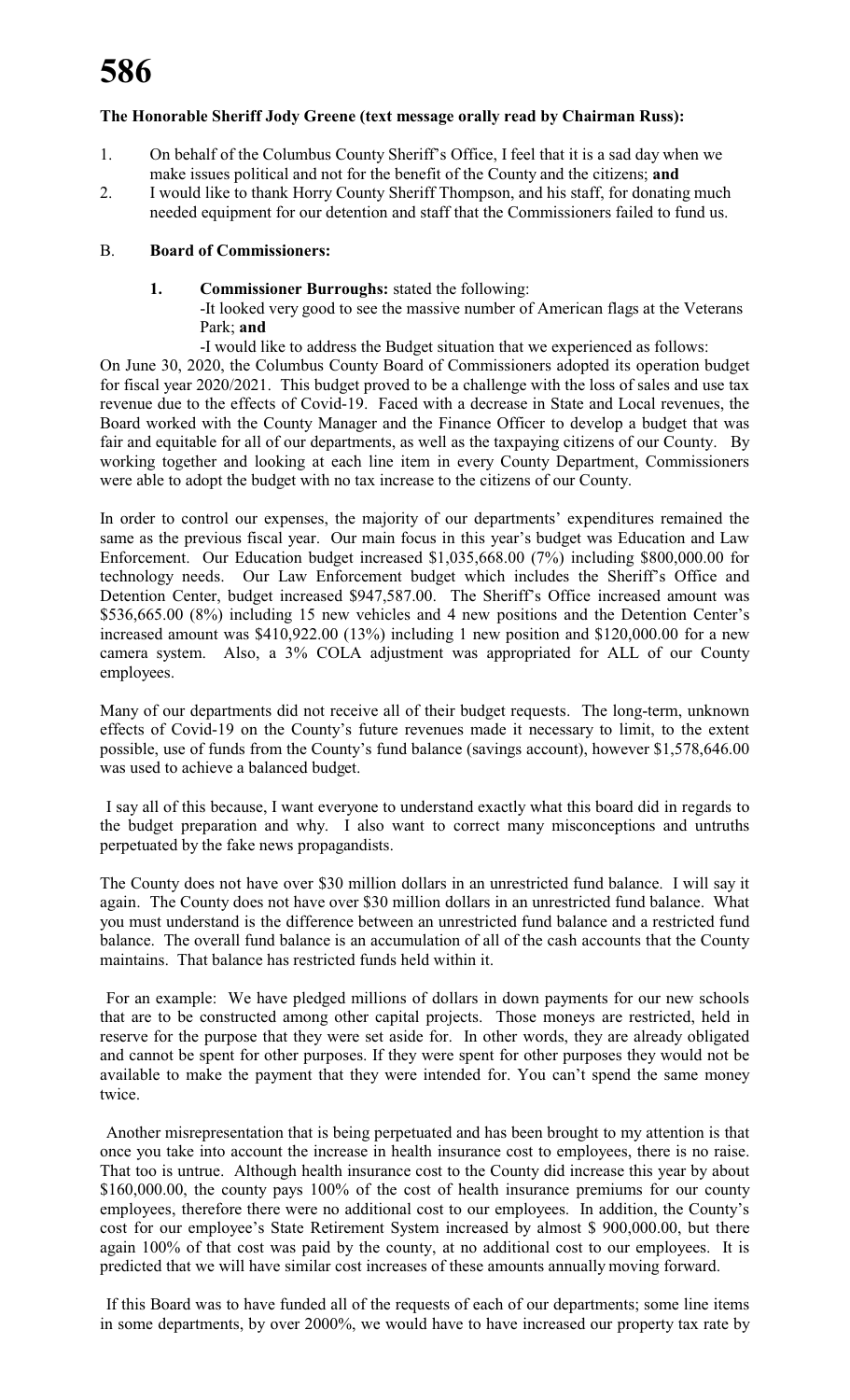**The Honorable Sheriff Jody Greene (text message orally read by Chairman Russ):**

1. On behalf of the Columbus County Sheriff's Office, I feel that it is a sad day when we make issues political and not for the benefit of the County and the citizens; **and**
2. I would like to thank Horry County Sheriff Thompson, and his staff, for donating much needed equipment for our detention and staff that the Commissioners failed to fund us.

B. **Board of Commissioners:**

1. **Commissioner Burroughs:** stated the following:
   -It looked very good to see the massive number of American flags at the Veterans Park; **and**
   -I would like to address the Budget situation that we experienced as follows:

On June 30, 2020, the Columbus County Board of Commissioners adopted its operation budget for fiscal year 2020/2021. This budget proved to be a challenge with the loss of sales and use tax revenue due to the effects of Covid-19. Faced with a decrease in State and Local revenues, the Board worked with the County Manager and the Finance Officer to develop a budget that was fair and equitable for all of our departments, as well as the taxpaying citizens of our County. By working together and looking at each line item in every County Department, Commissioners were able to adopt the budget with no tax increase to the citizens of our County.

In order to control our expenses, the majority of our departments' expenditures remained the same as the previous fiscal year. Our main focus in this year's budget was Education and Law Enforcement. Our Education budget increased $1,035,668.00 (7%) including $800,000.00 for technology needs. Our Law Enforcement budget which includes the Sheriff's Office and Detention Center, budget increased $947,587.00. The Sheriff's Office increased amount was $536,665.00 (8%) including 15 new vehicles and 4 new positions and the Detention Center's increased amount was $410,922.00 (13%) including 1 new position and $120,000.00 for a new camera system. Also, a 3% COLA adjustment was appropriated for ALL of our County employees.

Many of our departments did not receive all of their budget requests. The long-term, unknown effects of Covid-19 on the County's future revenues made it necessary to limit, to the extent possible, use of funds from the County's fund balance (savings account), however $1,578,646.00 was used to achieve a balanced budget.

I say all of this because, I want everyone to understand exactly what this board did in regards to the budget preparation and why. I also want to correct many misconceptions and untruths perpetuated by the fake news propagandists.

The County does not have over $30 million dollars in an unrestricted fund balance. I will say it again. The County does not have over $30 million dollars in an unrestricted fund balance. What you must understand is the difference between an unrestricted fund balance and a restricted fund balance. The overall fund balance is an accumulation of all of the cash accounts that the County maintains. That balance has restricted funds held within it.

For an example: We have pledged millions of dollars in down payments for our new schools that are to be constructed among other capital projects. Those moneys are restricted, held in reserve for the purpose that they were set aside for. In other words, they are already obligated and cannot be spent for other purposes. If they were spent for other purposes they would not be available to make the payment that they were intended for. You can't spend the same money twice.

Another misrepresentation that is being perpetuated and has been brought to my attention is that once you take into account the increase in health insurance cost to employees, there is no raise. That too is untrue. Although health insurance cost to the County did increase this year by about $160,000.00, the county pays 100% of the cost of health insurance premiums for our county employees, therefore there were no additional cost to our employees. In addition, the County's cost for our employee's State Retirement System increased by almost $ 900,000.00, but there again 100% of that cost was paid by the county, at no additional cost to our employees. It is predicted that we will have similar cost increases of these amounts annually moving forward.

If this Board was to have funded all of the requests of each of our departments; some line items in some departments, by over 2000%, we would have to have increased our property tax rate by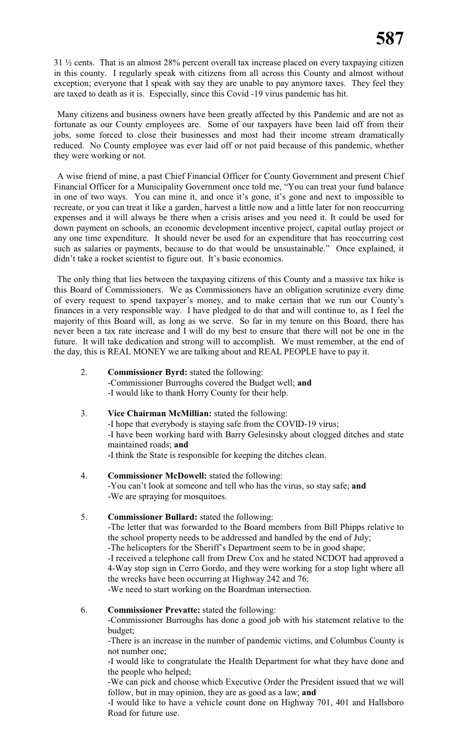31 ½ cents. That is an almost 28% percent overall tax increase placed on every taxpaying citizen in this county. I regularly speak with citizens from all across this County and almost without exception; everyone that I speak with say they are unable to pay anymore taxes. They feel they are taxed to death as it is. Especially, since this Covid -19 virus pandemic has hit.

Many citizens and business owners have been greatly affected by this Pandemic and are not as fortunate as our County employees are. Some of our taxpayers have been laid off from their jobs, some forced to close their businesses and most had their income stream dramatically reduced. No County employee was ever laid off or not paid because of this pandemic, whether they were working or not.

A wise friend of mine, a past Chief Financial Officer for County Government and present Chief Financial Officer for a Municipality Government once told me, "You can treat your fund balance in one of two ways. You can mine it, and once it's gone, it's gone and next to impossible to recreate, or you can treat it like a garden, harvest a little now and a little later for non reoccurring expenses and it will always be there when a crisis arises and you need it. It could be used for down payment on schools, an economic development incentive project, capital outlay project or any one time expenditure. It should never be used for an expenditure that has reoccurring cost such as salaries or payments, because to do that would be unsustainable." Once explained, it didn't take a rocket scientist to figure out. It's basic economics.

The only thing that lies between the taxpaying citizens of this County and a massive tax hike is this Board of Commissioners. We as Commissioners have an obligation scrutinize every dime of every request to spend taxpayer's money, and to make certain that we run our County's finances in a very responsible way. I have pledged to do that and will continue to, as I feel the majority of this Board will, as long as we serve. So far in my tenure on this Board, there has never been a tax rate increase and I will do my best to ensure that there will not be one in the future. It will take dedication and strong will to accomplish. We must remember, at the end of the day, this is REAL MONEY we are talking about and REAL PEOPLE have to pay it.

2. **Commissioner Byrd:** stated the following:
   -Commissioner Burroughs covered the Budget well; **and**
   -I would like to thank Horry County for their help.

3. **Vice Chairman McMillian:** stated the following:
   -I hope that everybody is staying safe from the COVID-19 virus;
   -I have been working hard with Barry Gelesinsky about clogged ditches and state maintained roads; **and**
   -I think the State is responsible for keeping the ditches clean.

4. **Commissioner McDowell:** stated the following:
   -You can't look at someone and tell who has the virus, so stay safe; **and**
   -We are spraying for mosquitoes.

5. **Commissioner Bullard:** stated the following:
   -The letter that was forwarded to the Board members from Bill Phipps relative to the school property needs to be addressed and handled by the end of July;
   -The helicopters for the Sheriff's Department seem to be in good shape;
   -I received a telephone call from Drew Cox and he stated NCDOT had approved a 4-Way stop sign in Cerro Gordo, and they were working for a stop light where all the wrecks have been occurring at Highway 242 and 76;
   -We need to start working on the Boardman intersection.

6. **Commissioner Prevatte:** stated the following:
   -Commissioner Burroughs has done a good job with his statement relative to the budget;
   -There is an increase in the number of pandemic victims, and Columbus County is not number one;
   -I would like to congratulate the Health Department for what they have done and the people who helped;
   -We can pick and choose which Executive Order the President issued that we will follow, but in may opinion, they are as good as a law; **and**
   -I would like to have a vehicle count done on Highway 701, 401 and Hallsboro Road for future use.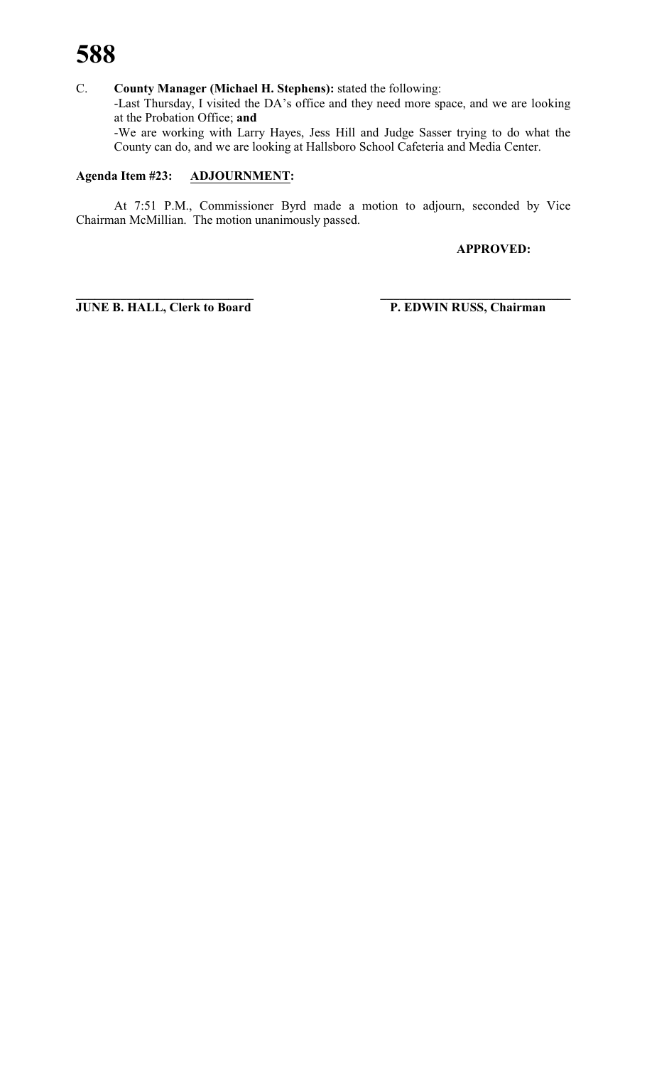C. **County Manager (Michael H. Stephens):** stated the following:

-Last Thursday, I visited the DA's office and they need more space, and we are looking at the Probation Office; **and**

-We are working with Larry Hayes, Jess Hill and Judge Sasser trying to do what the County can do, and we are looking at Hallsboro School Cafeteria and Media Center.

**Agenda Item #23: ADJOURNMENT:**

At 7:51 P.M., Commissioner Byrd made a motion to adjourn, seconded by Vice Chairman McMillian. The motion unanimously passed.

**APPROVED:**

\_\_\_\_\_\_\_\_\_\_\_\_\_\_\_\_\_\_\_\_\_\_\_\_\_\_\_\_ \_\_\_\_\_\_\_\_\_\_\_\_\_\_\_\_\_\_\_\_\_\_\_\_\_\_\_\_\_\_

**JUNE B. HALL, Clerk to Board** **P. EDWIN RUSS, Chairman**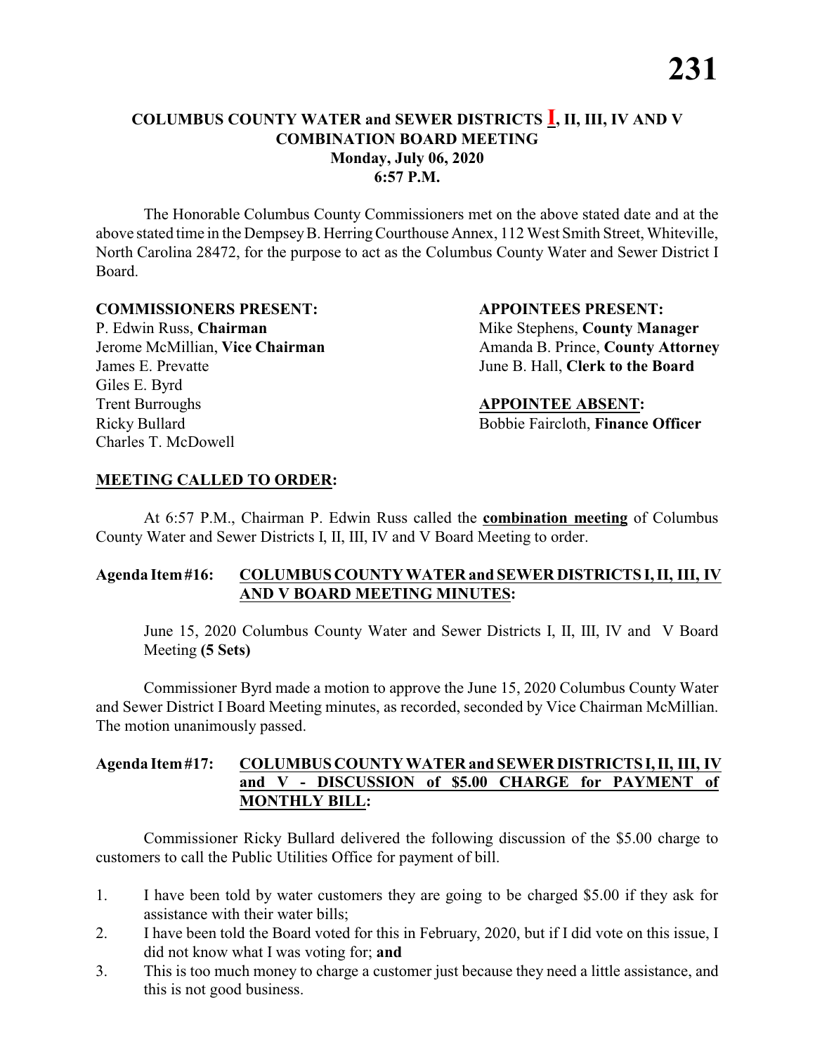# COLUMBUS COUNTY WATER and SEWER DISTRICTS **I**, II, III, IV AND V COMBINATION BOARD MEETING

**Monday, July 06, 2020**
**6:57 P.M.**

The Honorable Columbus County Commissioners met on the above stated date and at the above stated time in the Dempsey B. Herring Courthouse Annex, 112 West Smith Street, Whiteville, North Carolina 28472, for the purpose to act as the Columbus County Water and Sewer District I Board.

**COMMISSIONERS PRESENT:**
P. Edwin Russ, **Chairman**
Jerome McMillian, **Vice Chairman**
James E. Prevatte
Giles E. Byrd
Trent Burroughs
Ricky Bullard
Charles T. McDowell

**APPOINTEES PRESENT:**
Mike Stephens, **County Manager**
Amanda B. Prince, **County Attorney**
June B. Hall, **Clerk to the Board**

**APPOINTEE ABSENT:**
Bobbie Faircloth, **Finance Officer**

## MEETING CALLED TO ORDER:

At 6:57 P.M., Chairman P. Edwin Russ called the **combination meeting** of Columbus County Water and Sewer Districts I, II, III, IV and V Board Meeting to order.

### Agenda Item #16: COLUMBUS COUNTY WATER and SEWER DISTRICTS I, II, III, IV AND V BOARD MEETING MINUTES:

June 15, 2020 Columbus County Water and Sewer Districts I, II, III, IV and V Board Meeting **(5 Sets)**

Commissioner Byrd made a motion to approve the June 15, 2020 Columbus County Water and Sewer District I Board Meeting minutes, as recorded, seconded by Vice Chairman McMillian. The motion unanimously passed.

### Agenda Item #17: COLUMBUS COUNTY WATER and SEWER DISTRICTS I, II, III, IV and V - DISCUSSION of $5.00 CHARGE for PAYMENT of MONTHLY BILL:

Commissioner Ricky Bullard delivered the following discussion of the $5.00 charge to customers to call the Public Utilities Office for payment of bill.

1. I have been told by water customers they are going to be charged $5.00 if they ask for assistance with their water bills;
2. I have been told the Board voted for this in February, 2020, but if I did vote on this issue, I did not know what I was voting for; **and**
3. This is too much money to charge a customer just because they need a little assistance, and this is not good business.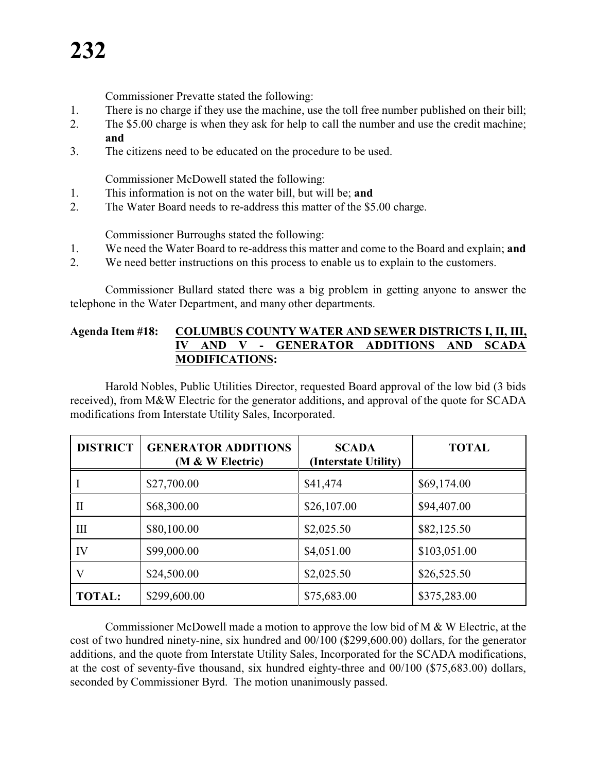Commissioner Prevatte stated the following:

1. There is no charge if they use the machine, use the toll free number published on their bill;
2. The $5.00 charge is when they ask for help to call the number and use the credit machine; **and**
3. The citizens need to be educated on the procedure to be used.

Commissioner McDowell stated the following:

1. This information is not on the water bill, but will be; **and**
2. The Water Board needs to re-address this matter of the $5.00 charge.

Commissioner Burroughs stated the following:

1. We need the Water Board to re-address this matter and come to the Board and explain; **and**
2. We need better instructions on this process to enable us to explain to the customers.

Commissioner Bullard stated there was a big problem in getting anyone to answer the telephone in the Water Department, and many other departments.

**Agenda Item #18: <u>COLUMBUS COUNTY WATER AND SEWER DISTRICTS I, II, III, IV AND V - GENERATOR ADDITIONS AND SCADA MODIFICATIONS</u>:**

Harold Nobles, Public Utilities Director, requested Board approval of the low bid (3 bids received), from M&W Electric for the generator additions, and approval of the quote for SCADA modifications from Interstate Utility Sales, Incorporated.

| DISTRICT | GENERATOR ADDITIONS (M & W Electric) | SCADA (Interstate Utility) | TOTAL |
|---|---|---|---|
| I | $27,700.00 | $41,474 | $69,174.00 |
| II | $68,300.00 | $26,107.00 | $94,407.00 |
| III | $80,100.00 | $2,025.50 | $82,125.50 |
| IV | $99,000.00 | $4,051.00 | $103,051.00 |
| V | $24,500.00 | $2,025.50 | $26,525.50 |
| **TOTAL:** | $299,600.00 | $75,683.00 | $375,283.00 |

Commissioner McDowell made a motion to approve the low bid of M & W Electric, at the cost of two hundred ninety-nine, six hundred and 00/100 ($299,600.00) dollars, for the generator additions, and the quote from Interstate Utility Sales, Incorporated for the SCADA modifications, at the cost of seventy-five thousand, six hundred eighty-three and 00/100 ($75,683.00) dollars, seconded by Commissioner Byrd. The motion unanimously passed.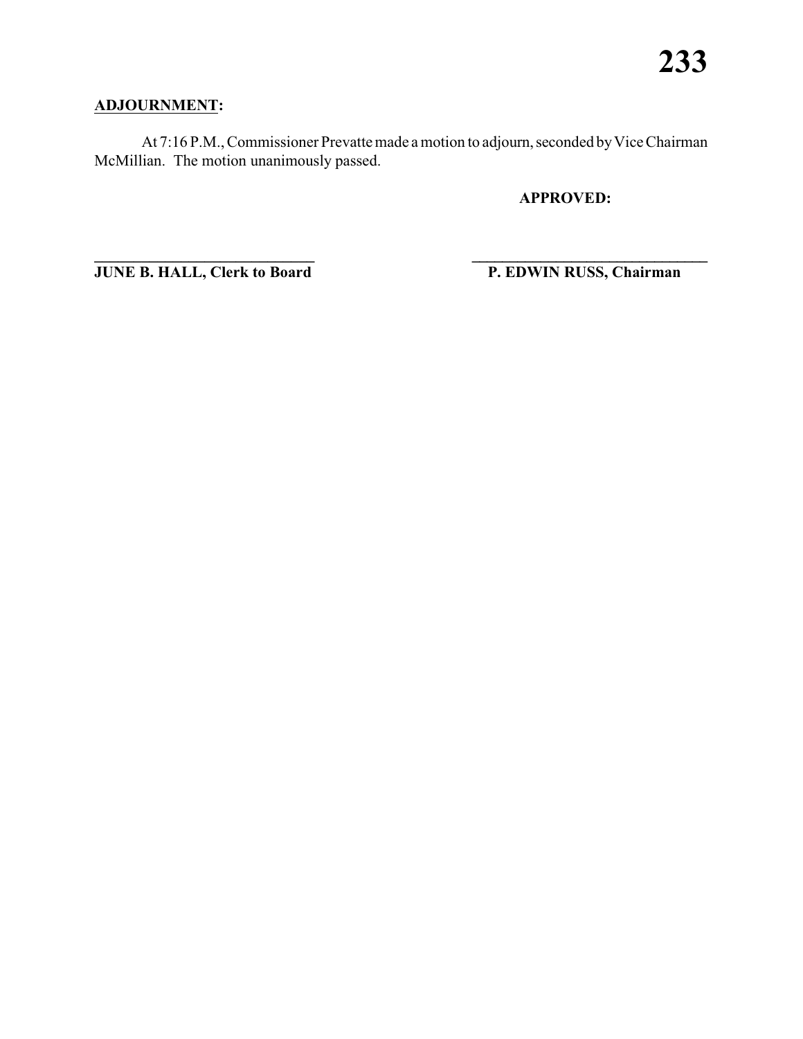**ADJOURNMENT:**

At 7:16 P.M., Commissioner Prevatte made a motion to adjourn, seconded by Vice Chairman McMillian. The motion unanimously passed.

**APPROVED:**

**\_\_\_\_\_\_\_\_\_\_\_\_\_\_\_\_\_\_\_\_\_\_\_\_\_\_\_\_\_\_** **\_\_\_\_\_\_\_\_\_\_\_\_\_\_\_\_\_\_\_\_\_\_\_\_\_\_\_\_\_\_\_\_**

**JUNE B. HALL, Clerk to Board** **P. EDWIN RUSS, Chairman**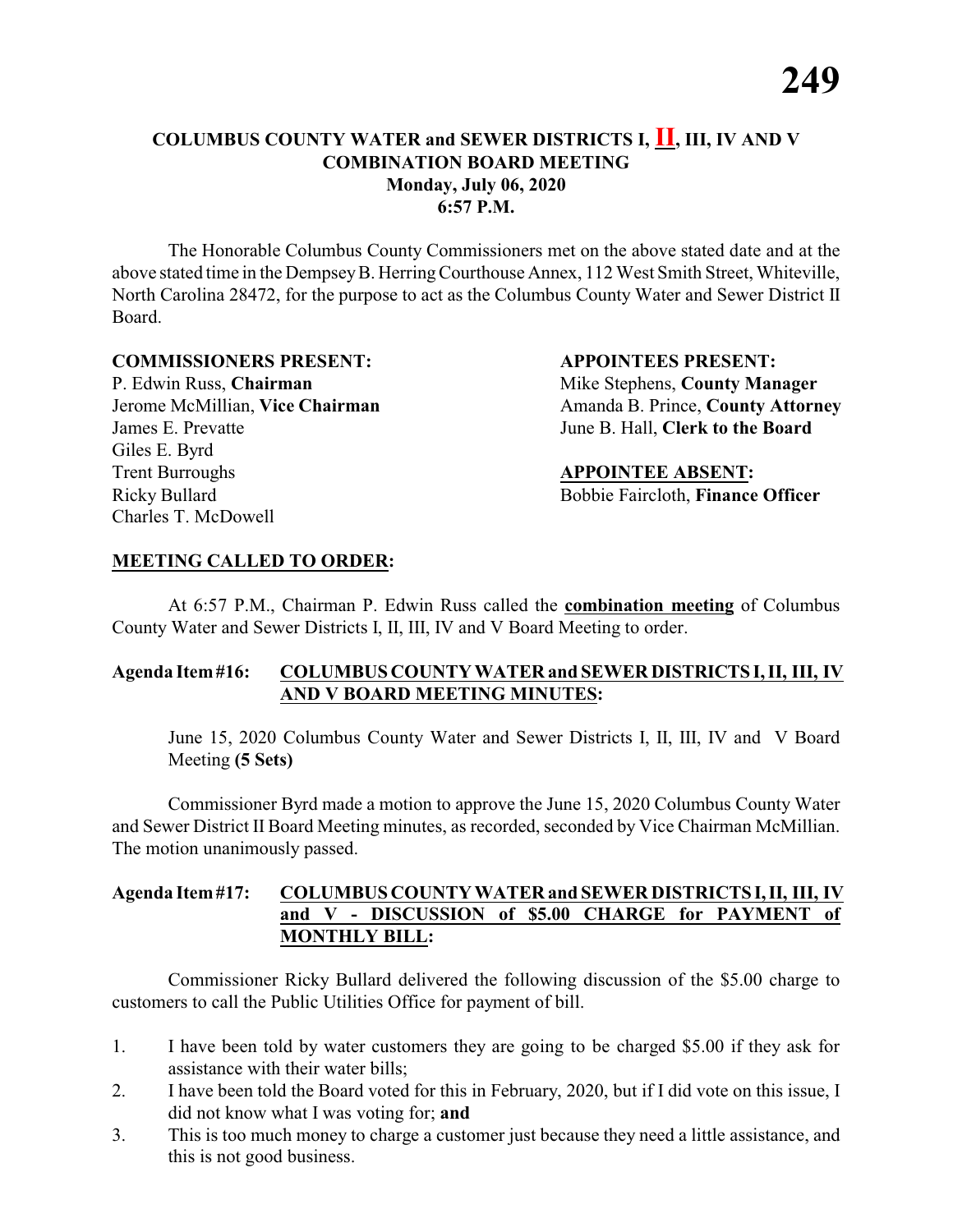# COLUMBUS COUNTY WATER and SEWER DISTRICTS I, II, III, IV AND V COMBINATION BOARD MEETING

**Monday, July 06, 2020**
**6:57 P.M.**

The Honorable Columbus County Commissioners met on the above stated date and at the above stated time in the Dempsey B. Herring Courthouse Annex, 112 West Smith Street, Whiteville, North Carolina 28472, for the purpose to act as the Columbus County Water and Sewer District II Board.

**COMMISSIONERS PRESENT:**
P. Edwin Russ, **Chairman**
Jerome McMillian, **Vice Chairman**
James E. Prevatte
Giles E. Byrd
Trent Burroughs
Ricky Bullard
Charles T. McDowell

**APPOINTEES PRESENT:**
Mike Stephens, **County Manager**
Amanda B. Prince, **County Attorney**
June B. Hall, **Clerk to the Board**

**APPOINTEE ABSENT:**
Bobbie Faircloth, **Finance Officer**

**MEETING CALLED TO ORDER:**

At 6:57 P.M., Chairman P. Edwin Russ called the **combination meeting** of Columbus County Water and Sewer Districts I, II, III, IV and V Board Meeting to order.

**Agenda Item #16: COLUMBUS COUNTY WATER and SEWER DISTRICTS I, II, III, IV AND V BOARD MEETING MINUTES:**

June 15, 2020 Columbus County Water and Sewer Districts I, II, III, IV and V Board Meeting **(5 Sets)**

Commissioner Byrd made a motion to approve the June 15, 2020 Columbus County Water and Sewer District II Board Meeting minutes, as recorded, seconded by Vice Chairman McMillian. The motion unanimously passed.

**Agenda Item #17: COLUMBUS COUNTY WATER and SEWER DISTRICTS I, II, III, IV and V - DISCUSSION of $5.00 CHARGE for PAYMENT of MONTHLY BILL:**

Commissioner Ricky Bullard delivered the following discussion of the $5.00 charge to customers to call the Public Utilities Office for payment of bill.

1. I have been told by water customers they are going to be charged $5.00 if they ask for assistance with their water bills;
2. I have been told the Board voted for this in February, 2020, but if I did vote on this issue, I did not know what I was voting for; **and**
3. This is too much money to charge a customer just because they need a little assistance, and this is not good business.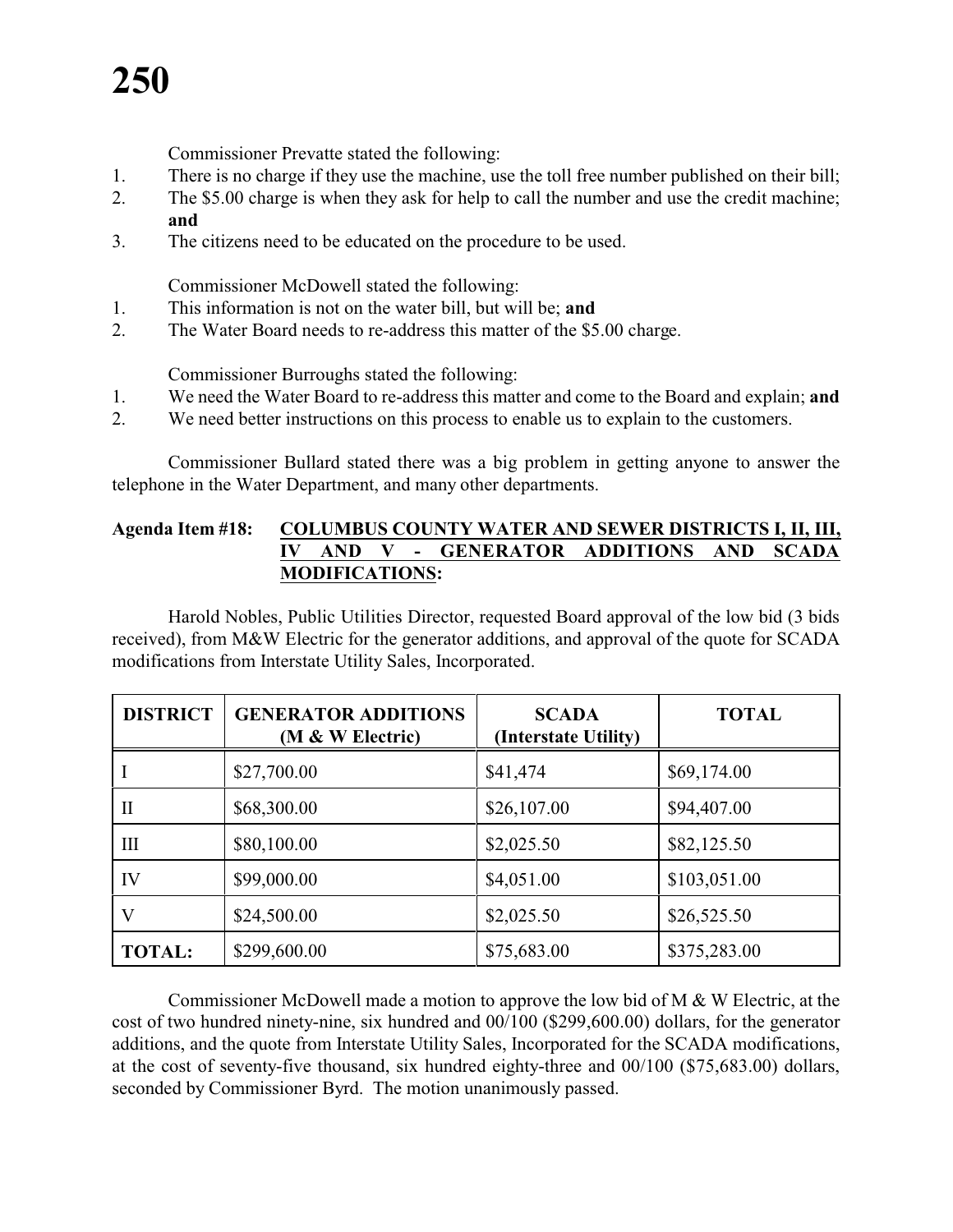Commissioner Prevatte stated the following:

1. There is no charge if they use the machine, use the toll free number published on their bill;
2. The $5.00 charge is when they ask for help to call the number and use the credit machine; **and**
3. The citizens need to be educated on the procedure to be used.

Commissioner McDowell stated the following:

1. This information is not on the water bill, but will be; **and**
2. The Water Board needs to re-address this matter of the $5.00 charge.

Commissioner Burroughs stated the following:

1. We need the Water Board to re-address this matter and come to the Board and explain; **and**
2. We need better instructions on this process to enable us to explain to the customers.

Commissioner Bullard stated there was a big problem in getting anyone to answer the telephone in the Water Department, and many other departments.

**Agenda Item #18: COLUMBUS COUNTY WATER AND SEWER DISTRICTS I, II, III, IV AND V - GENERATOR ADDITIONS AND SCADA MODIFICATIONS:**

Harold Nobles, Public Utilities Director, requested Board approval of the low bid (3 bids received), from M&W Electric for the generator additions, and approval of the quote for SCADA modifications from Interstate Utility Sales, Incorporated.

| DISTRICT | GENERATOR ADDITIONS (M & W Electric) | SCADA (Interstate Utility) | TOTAL |
|---|---|---|---|
| I | $27,700.00 | $41,474 | $69,174.00 |
| II | $68,300.00 | $26,107.00 | $94,407.00 |
| III | $80,100.00 | $2,025.50 | $82,125.50 |
| IV | $99,000.00 | $4,051.00 | $103,051.00 |
| V | $24,500.00 | $2,025.50 | $26,525.50 |
| **TOTAL:** | $299,600.00 | $75,683.00 | $375,283.00 |

Commissioner McDowell made a motion to approve the low bid of M & W Electric, at the cost of two hundred ninety-nine, six hundred and 00/100 ($299,600.00) dollars, for the generator additions, and the quote from Interstate Utility Sales, Incorporated for the SCADA modifications, at the cost of seventy-five thousand, six hundred eighty-three and 00/100 ($75,683.00) dollars, seconded by Commissioner Byrd. The motion unanimously passed.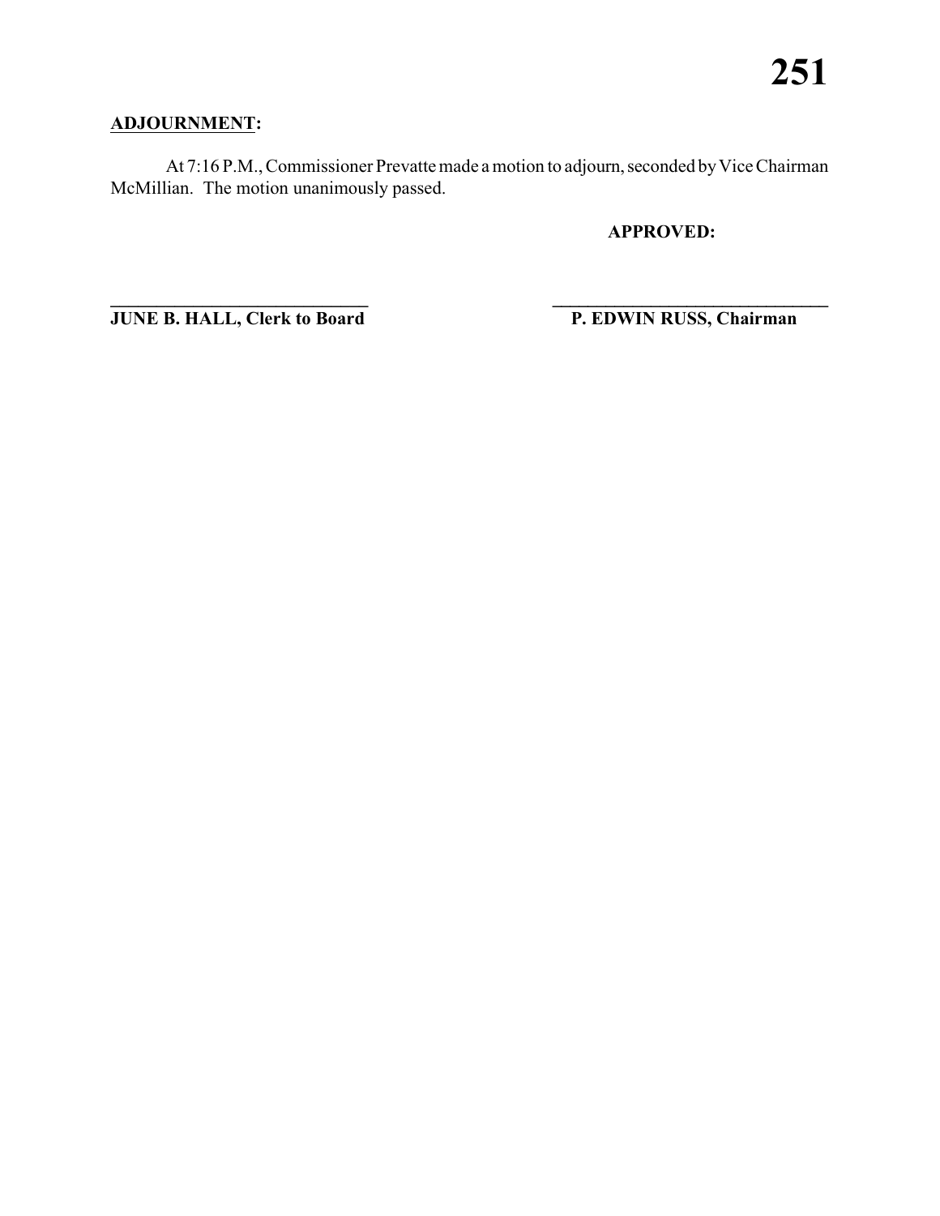**ADJOURNMENT:**

At 7:16 P.M., Commissioner Prevatte made a motion to adjourn, seconded by Vice Chairman McMillian. The motion unanimously passed.

**APPROVED:**

| | |
|---|---|
| ______________________________ | ________________________________ |
| **JUNE B. HALL, Clerk to Board** | **P. EDWIN RUSS, Chairman** |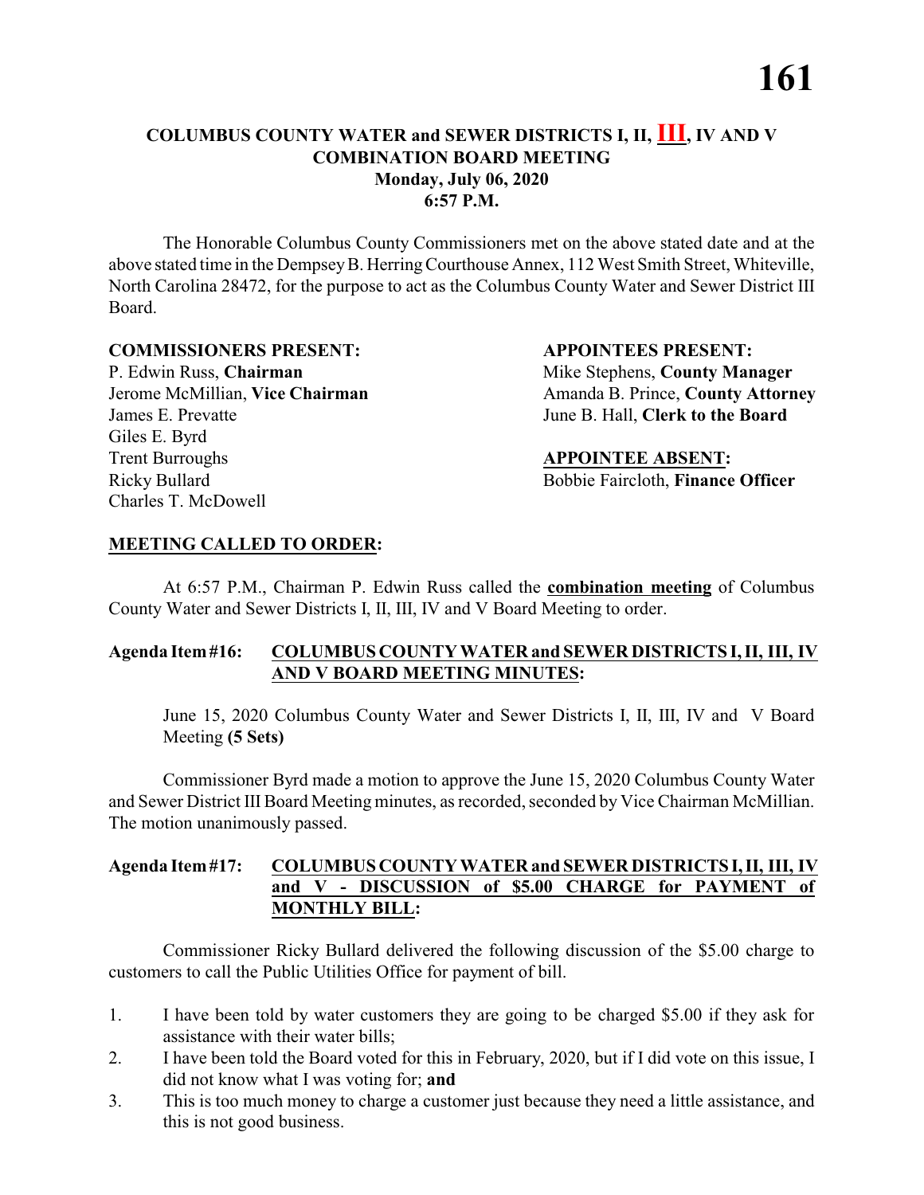# COLUMBUS COUNTY WATER and SEWER DISTRICTS I, II, III, IV AND V COMBINATION BOARD MEETING

**Monday, July 06, 2020**

**6:57 P.M.**

The Honorable Columbus County Commissioners met on the above stated date and at the above stated time in the Dempsey B. Herring Courthouse Annex, 112 West Smith Street, Whiteville, North Carolina 28472, for the purpose to act as the Columbus County Water and Sewer District III Board.

**COMMISSIONERS PRESENT:**

P. Edwin Russ, **Chairman**
Jerome McMillian, **Vice Chairman**
James E. Prevatte
Giles E. Byrd
Trent Burroughs
Ricky Bullard
Charles T. McDowell

**APPOINTEES PRESENT:**

Mike Stephens, **County Manager**
Amanda B. Prince, **County Attorney**
June B. Hall, **Clerk to the Board**

**APPOINTEE ABSENT:**

Bobbie Faircloth, **Finance Officer**

**MEETING CALLED TO ORDER:**

At 6:57 P.M., Chairman P. Edwin Russ called the **combination meeting** of Columbus County Water and Sewer Districts I, II, III, IV and V Board Meeting to order.

**Agenda Item #16: COLUMBUS COUNTY WATER and SEWER DISTRICTS I, II, III, IV AND V BOARD MEETING MINUTES:**

June 15, 2020 Columbus County Water and Sewer Districts I, II, III, IV and V Board Meeting **(5 Sets)**

Commissioner Byrd made a motion to approve the June 15, 2020 Columbus County Water and Sewer District III Board Meeting minutes, as recorded, seconded by Vice Chairman McMillian. The motion unanimously passed.

**Agenda Item #17: COLUMBUS COUNTY WATER and SEWER DISTRICTS I, II, III, IV and V - DISCUSSION of $5.00 CHARGE for PAYMENT of MONTHLY BILL:**

Commissioner Ricky Bullard delivered the following discussion of the $5.00 charge to customers to call the Public Utilities Office for payment of bill.

1. I have been told by water customers they are going to be charged $5.00 if they ask for assistance with their water bills;
2. I have been told the Board voted for this in February, 2020, but if I did vote on this issue, I did not know what I was voting for; **and**
3. This is too much money to charge a customer just because they need a little assistance, and this is not good business.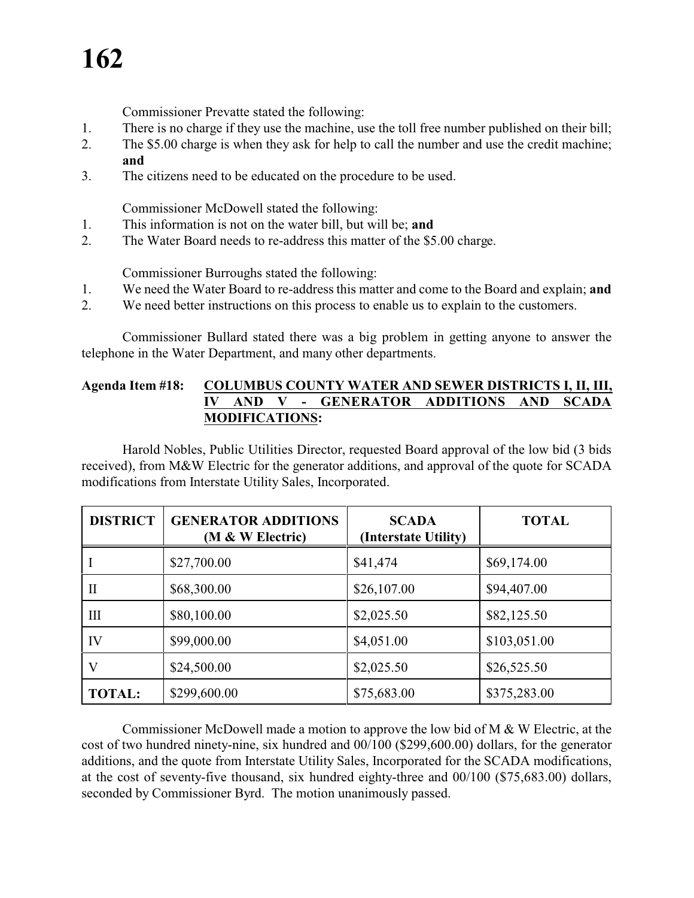Commissioner Prevatte stated the following:

1. There is no charge if they use the machine, use the toll free number published on their bill;
2. The $5.00 charge is when they ask for help to call the number and use the credit machine; **and**
3. The citizens need to be educated on the procedure to be used.

Commissioner McDowell stated the following:

1. This information is not on the water bill, but will be; **and**
2. The Water Board needs to re-address this matter of the $5.00 charge.

Commissioner Burroughs stated the following:

1. We need the Water Board to re-address this matter and come to the Board and explain; **and**
2. We need better instructions on this process to enable us to explain to the customers.

Commissioner Bullard stated there was a big problem in getting anyone to answer the telephone in the Water Department, and many other departments.

**Agenda Item #18: COLUMBUS COUNTY WATER AND SEWER DISTRICTS I, II, III, IV AND V - GENERATOR ADDITIONS AND SCADA MODIFICATIONS:**

Harold Nobles, Public Utilities Director, requested Board approval of the low bid (3 bids received), from M&W Electric for the generator additions, and approval of the quote for SCADA modifications from Interstate Utility Sales, Incorporated.

| DISTRICT | GENERATOR ADDITIONS (M & W Electric) | SCADA (Interstate Utility) | TOTAL |
|---|---|---|---|
| I | $27,700.00 | $41,474 | $69,174.00 |
| II | $68,300.00 | $26,107.00 | $94,407.00 |
| III | $80,100.00 | $2,025.50 | $82,125.50 |
| IV | $99,000.00 | $4,051.00 | $103,051.00 |
| V | $24,500.00 | $2,025.50 | $26,525.50 |
| **TOTAL:** | $299,600.00 | $75,683.00 | $375,283.00 |

Commissioner McDowell made a motion to approve the low bid of M & W Electric, at the cost of two hundred ninety-nine, six hundred and 00/100 ($299,600.00) dollars, for the generator additions, and the quote from Interstate Utility Sales, Incorporated for the SCADA modifications, at the cost of seventy-five thousand, six hundred eighty-three and 00/100 ($75,683.00) dollars, seconded by Commissioner Byrd. The motion unanimously passed.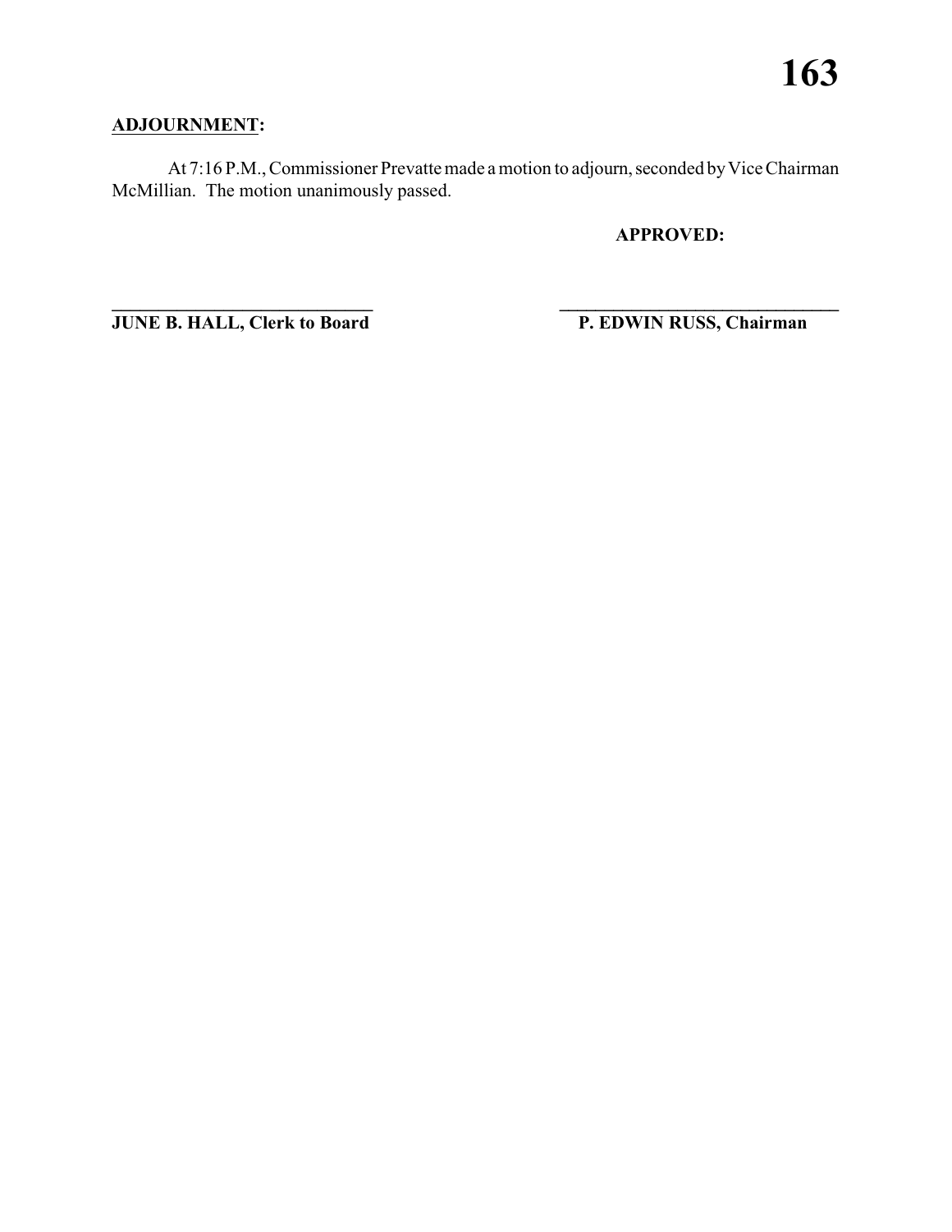**ADJOURNMENT:**

At 7:16 P.M., Commissioner Prevatte made a motion to adjourn, seconded by Vice Chairman McMillian. The motion unanimously passed.

**APPROVED:**

| \_\_\_\_\_\_\_\_\_\_\_\_\_\_\_\_\_\_\_\_\_\_\_\_\_\_\_\_\_\_ | \_\_\_\_\_\_\_\_\_\_\_\_\_\_\_\_\_\_\_\_\_\_\_\_\_\_\_\_\_\_ |
|---|---|
| **JUNE B. HALL, Clerk to Board** | **P. EDWIN RUSS, Chairman** |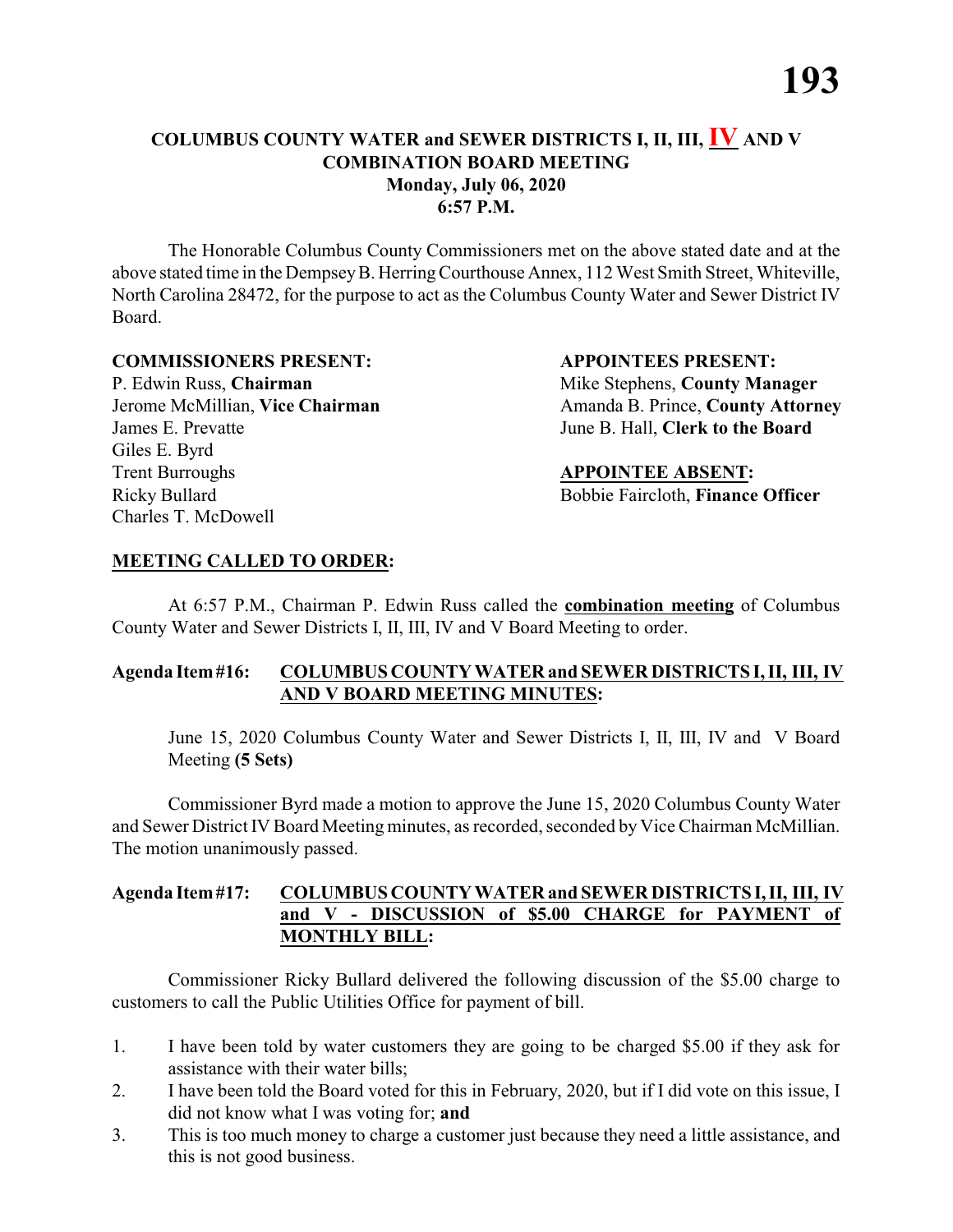**COLUMBUS COUNTY WATER and SEWER DISTRICTS I, II, III, IV AND V COMBINATION BOARD MEETING**
**Monday, July 06, 2020**
**6:57 P.M.**

The Honorable Columbus County Commissioners met on the above stated date and at the above stated time in the Dempsey B. Herring Courthouse Annex, 112 West Smith Street, Whiteville, North Carolina 28472, for the purpose to act as the Columbus County Water and Sewer District IV Board.

**COMMISSIONERS PRESENT:**
P. Edwin Russ, **Chairman**
Jerome McMillian, **Vice Chairman**
James E. Prevatte
Giles E. Byrd
Trent Burroughs
Ricky Bullard
Charles T. McDowell

**APPOINTEES PRESENT:**
Mike Stephens, **County Manager**
Amanda B. Prince, **County Attorney**
June B. Hall, **Clerk to the Board**

**APPOINTEE ABSENT:**
Bobbie Faircloth, **Finance Officer**

**MEETING CALLED TO ORDER:**

At 6:57 P.M., Chairman P. Edwin Russ called the **combination meeting** of Columbus County Water and Sewer Districts I, II, III, IV and V Board Meeting to order.

**Agenda Item #16: COLUMBUS COUNTY WATER and SEWER DISTRICTS I, II, III, IV AND V BOARD MEETING MINUTES:**

June 15, 2020 Columbus County Water and Sewer Districts I, II, III, IV and V Board Meeting **(5 Sets)**

Commissioner Byrd made a motion to approve the June 15, 2020 Columbus County Water and Sewer District IV Board Meeting minutes, as recorded, seconded by Vice Chairman McMillian. The motion unanimously passed.

**Agenda Item #17: COLUMBUS COUNTY WATER and SEWER DISTRICTS I, II, III, IV and V - DISCUSSION of $5.00 CHARGE for PAYMENT of MONTHLY BILL:**

Commissioner Ricky Bullard delivered the following discussion of the $5.00 charge to customers to call the Public Utilities Office for payment of bill.

1. I have been told by water customers they are going to be charged $5.00 if they ask for assistance with their water bills;
2. I have been told the Board voted for this in February, 2020, but if I did vote on this issue, I did not know what I was voting for; **and**
3. This is too much money to charge a customer just because they need a little assistance, and this is not good business.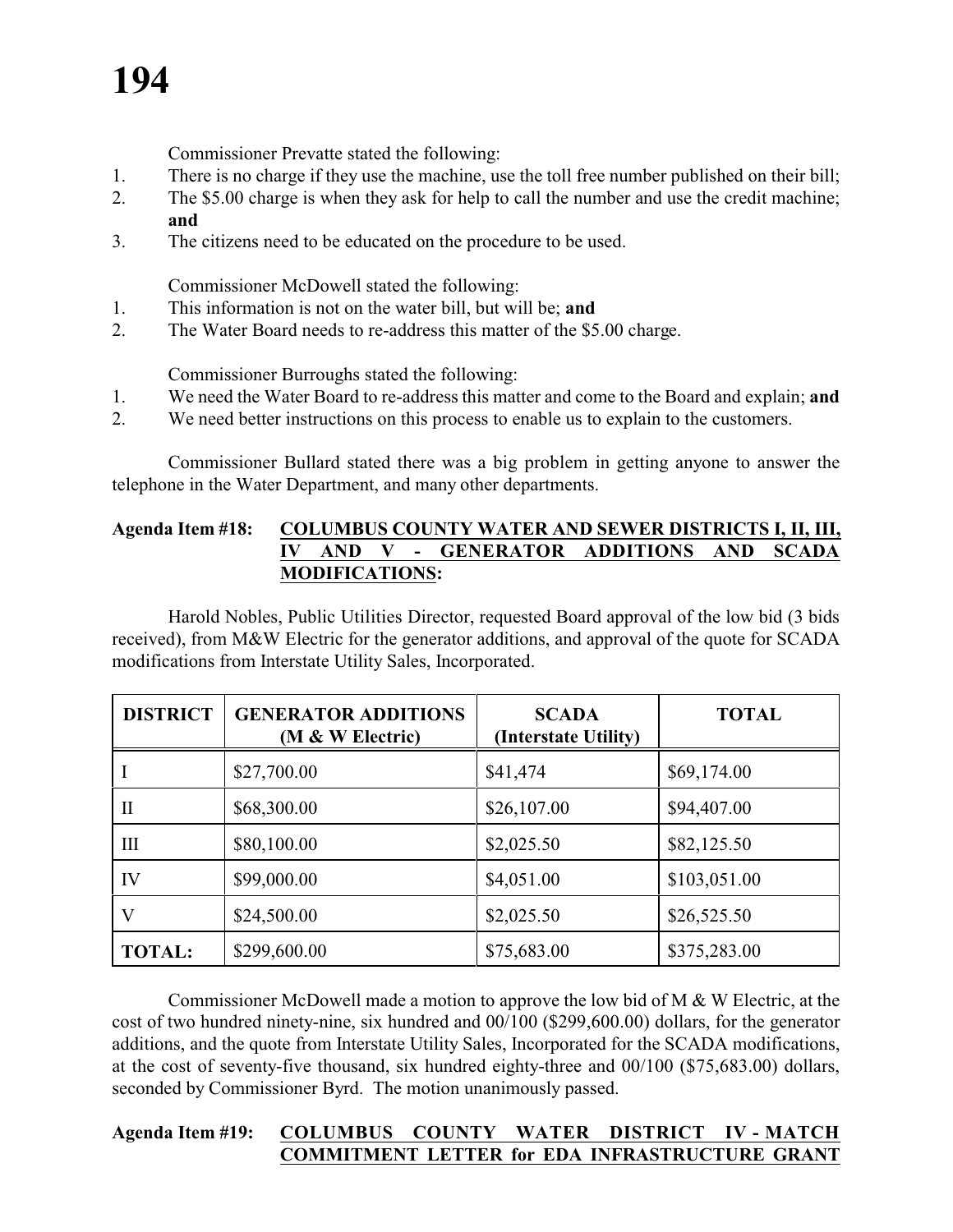Commissioner Prevatte stated the following:

1. There is no charge if they use the machine, use the toll free number published on their bill;
2. The $5.00 charge is when they ask for help to call the number and use the credit machine; **and**
3. The citizens need to be educated on the procedure to be used.

Commissioner McDowell stated the following:

1. This information is not on the water bill, but will be; **and**
2. The Water Board needs to re-address this matter of the $5.00 charge.

Commissioner Burroughs stated the following:

1. We need the Water Board to re-address this matter and come to the Board and explain; **and**
2. We need better instructions on this process to enable us to explain to the customers.

Commissioner Bullard stated there was a big problem in getting anyone to answer the telephone in the Water Department, and many other departments.

**Agenda Item #18: <u>COLUMBUS COUNTY WATER AND SEWER DISTRICTS I, II, III, IV AND V - GENERATOR ADDITIONS AND SCADA MODIFICATIONS</u>:**

Harold Nobles, Public Utilities Director, requested Board approval of the low bid (3 bids received), from M&W Electric for the generator additions, and approval of the quote for SCADA modifications from Interstate Utility Sales, Incorporated.

| DISTRICT | GENERATOR ADDITIONS (M & W Electric) | SCADA (Interstate Utility) | TOTAL |
|---|---|---|---|
| I | $27,700.00 | $41,474 | $69,174.00 |
| II | $68,300.00 | $26,107.00 | $94,407.00 |
| III | $80,100.00 | $2,025.50 | $82,125.50 |
| IV | $99,000.00 | $4,051.00 | $103,051.00 |
| V | $24,500.00 | $2,025.50 | $26,525.50 |
| **TOTAL:** | $299,600.00 | $75,683.00 | $375,283.00 |

Commissioner McDowell made a motion to approve the low bid of M & W Electric, at the cost of two hundred ninety-nine, six hundred and 00/100 ($299,600.00) dollars, for the generator additions, and the quote from Interstate Utility Sales, Incorporated for the SCADA modifications, at the cost of seventy-five thousand, six hundred eighty-three and 00/100 ($75,683.00) dollars, seconded by Commissioner Byrd. The motion unanimously passed.

**Agenda Item #19: <u>COLUMBUS COUNTY WATER DISTRICT IV - MATCH COMMITMENT LETTER for EDA INFRASTRUCTURE GRANT</u>**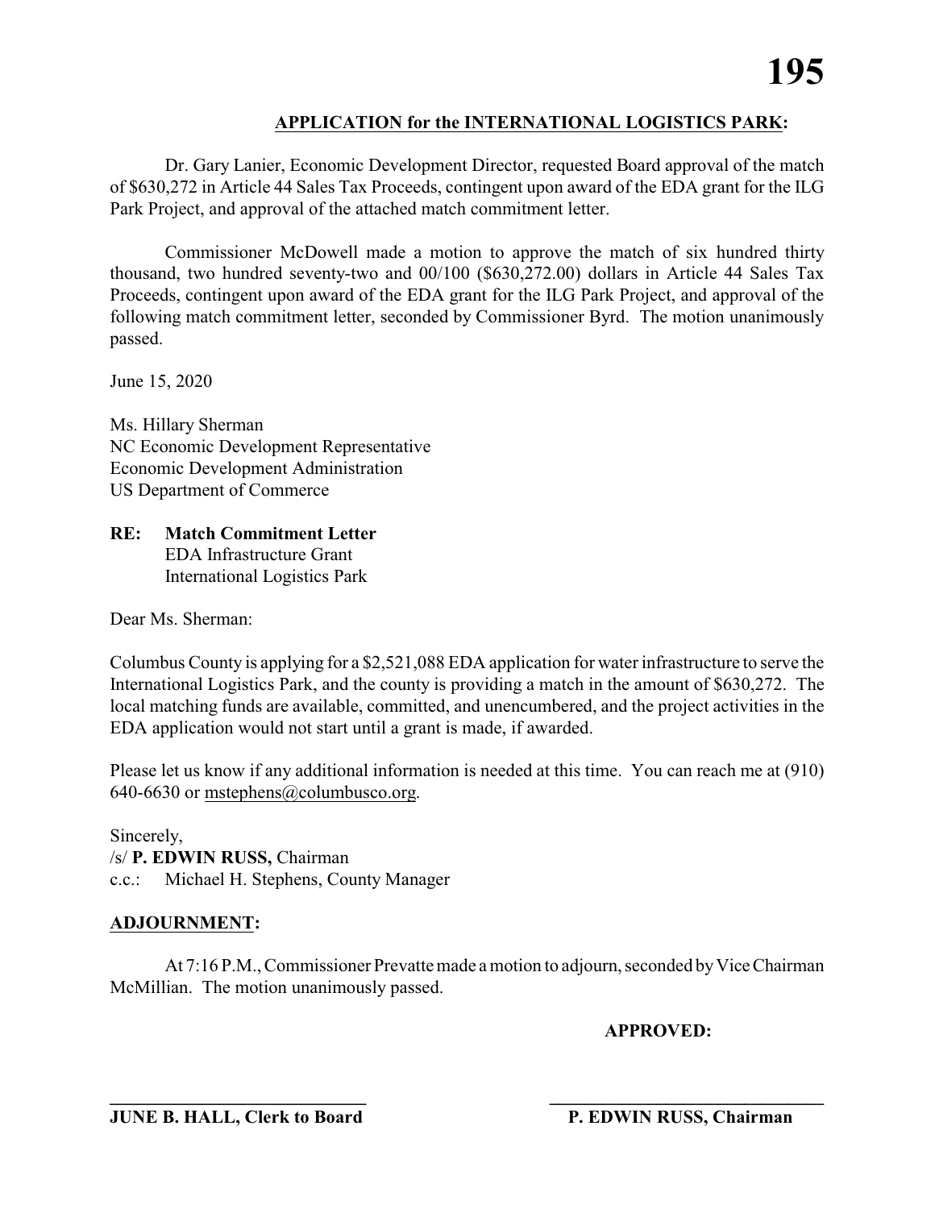**APPLICATION for the INTERNATIONAL LOGISTICS PARK:**

Dr. Gary Lanier, Economic Development Director, requested Board approval of the match of $630,272 in Article 44 Sales Tax Proceeds, contingent upon award of the EDA grant for the ILG Park Project, and approval of the attached match commitment letter.

Commissioner McDowell made a motion to approve the match of six hundred thirty thousand, two hundred seventy-two and 00/100 ($630,272.00) dollars in Article 44 Sales Tax Proceeds, contingent upon award of the EDA grant for the ILG Park Project, and approval of the following match commitment letter, seconded by Commissioner Byrd. The motion unanimously passed.

June 15, 2020

Ms. Hillary Sherman
NC Economic Development Representative
Economic Development Administration
US Department of Commerce

**RE: Match Commitment Letter**
EDA Infrastructure Grant
International Logistics Park

Dear Ms. Sherman:

Columbus County is applying for a $2,521,088 EDA application for water infrastructure to serve the International Logistics Park, and the county is providing a match in the amount of $630,272. The local matching funds are available, committed, and unencumbered, and the project activities in the EDA application would not start until a grant is made, if awarded.

Please let us know if any additional information is needed at this time. You can reach me at (910) 640-6630 or mstephens@columbusco.org.

Sincerely,
/s/ **P. EDWIN RUSS,** Chairman
c.c.: Michael H. Stephens, County Manager

**ADJOURNMENT:**

At 7:16 P.M., Commissioner Prevatte made a motion to adjourn, seconded by Vice Chairman McMillian. The motion unanimously passed.

**APPROVED:**

_____________________________ _____________________________

**JUNE B. HALL, Clerk to Board** **P. EDWIN RUSS, Chairman**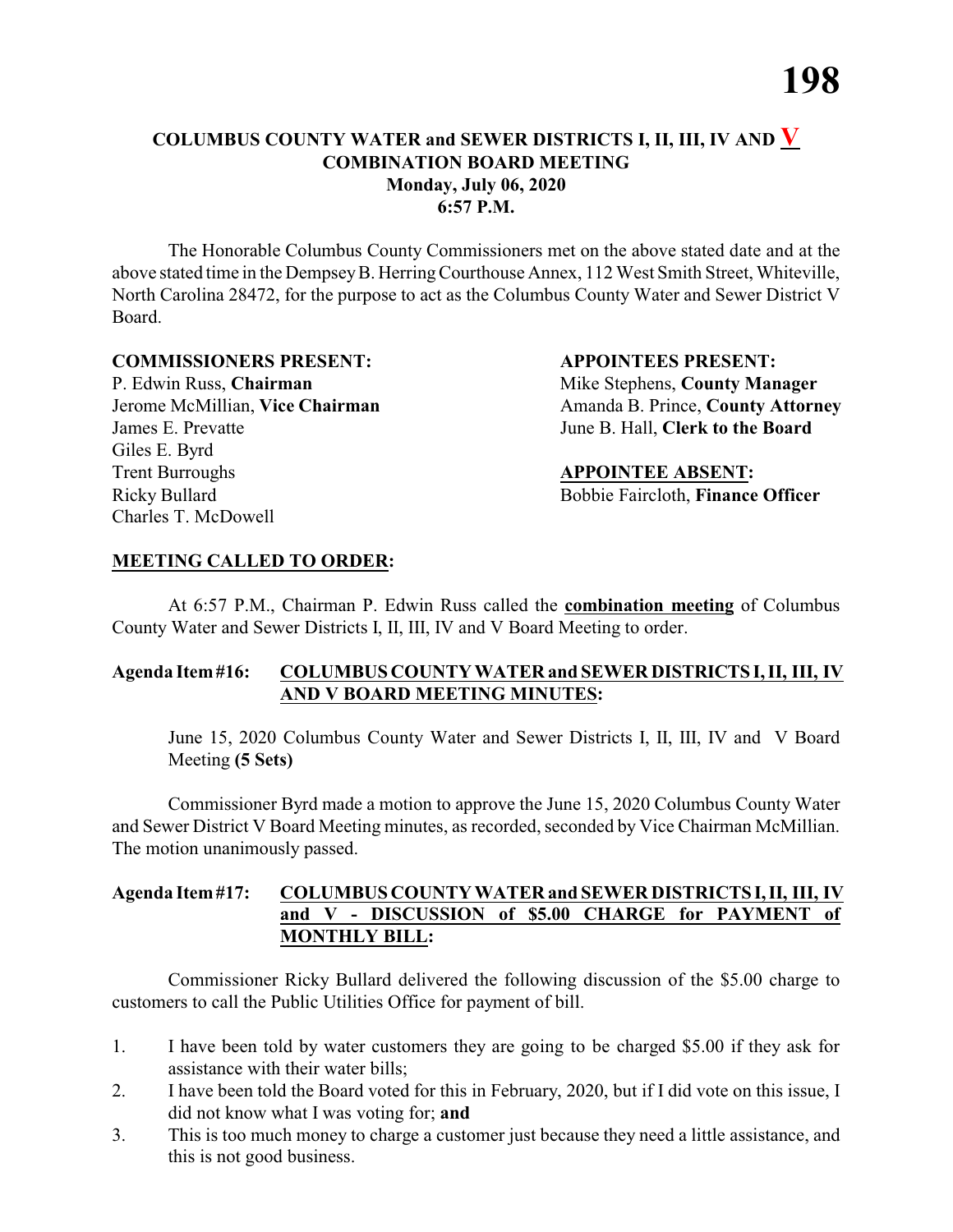**COLUMBUS COUNTY WATER and SEWER DISTRICTS I, II, III, IV AND V**
**COMBINATION BOARD MEETING**
**Monday, July 06, 2020**
**6:57 P.M.**

The Honorable Columbus County Commissioners met on the above stated date and at the above stated time in the Dempsey B. Herring Courthouse Annex, 112 West Smith Street, Whiteville, North Carolina 28472, for the purpose to act as the Columbus County Water and Sewer District V Board.

**COMMISSIONERS PRESENT:**
P. Edwin Russ, **Chairman**
Jerome McMillian, **Vice Chairman**
James E. Prevatte
Giles E. Byrd
Trent Burroughs
Ricky Bullard
Charles T. McDowell

**APPOINTEES PRESENT:**
Mike Stephens, **County Manager**
Amanda B. Prince, **County Attorney**
June B. Hall, **Clerk to the Board**

**APPOINTEE ABSENT:**
Bobbie Faircloth, **Finance Officer**

**MEETING CALLED TO ORDER:**

At 6:57 P.M., Chairman P. Edwin Russ called the **combination meeting** of Columbus County Water and Sewer Districts I, II, III, IV and V Board Meeting to order.

**Agenda Item #16: COLUMBUS COUNTY WATER and SEWER DISTRICTS I, II, III, IV AND V BOARD MEETING MINUTES:**

June 15, 2020 Columbus County Water and Sewer Districts I, II, III, IV and V Board Meeting **(5 Sets)**

Commissioner Byrd made a motion to approve the June 15, 2020 Columbus County Water and Sewer District V Board Meeting minutes, as recorded, seconded by Vice Chairman McMillian. The motion unanimously passed.

**Agenda Item #17: COLUMBUS COUNTY WATER and SEWER DISTRICTS I, II, III, IV and V - DISCUSSION of $5.00 CHARGE for PAYMENT of MONTHLY BILL:**

Commissioner Ricky Bullard delivered the following discussion of the $5.00 charge to customers to call the Public Utilities Office for payment of bill.

1. I have been told by water customers they are going to be charged $5.00 if they ask for assistance with their water bills;
2. I have been told the Board voted for this in February, 2020, but if I did vote on this issue, I did not know what I was voting for; **and**
3. This is too much money to charge a customer just because they need a little assistance, and this is not good business.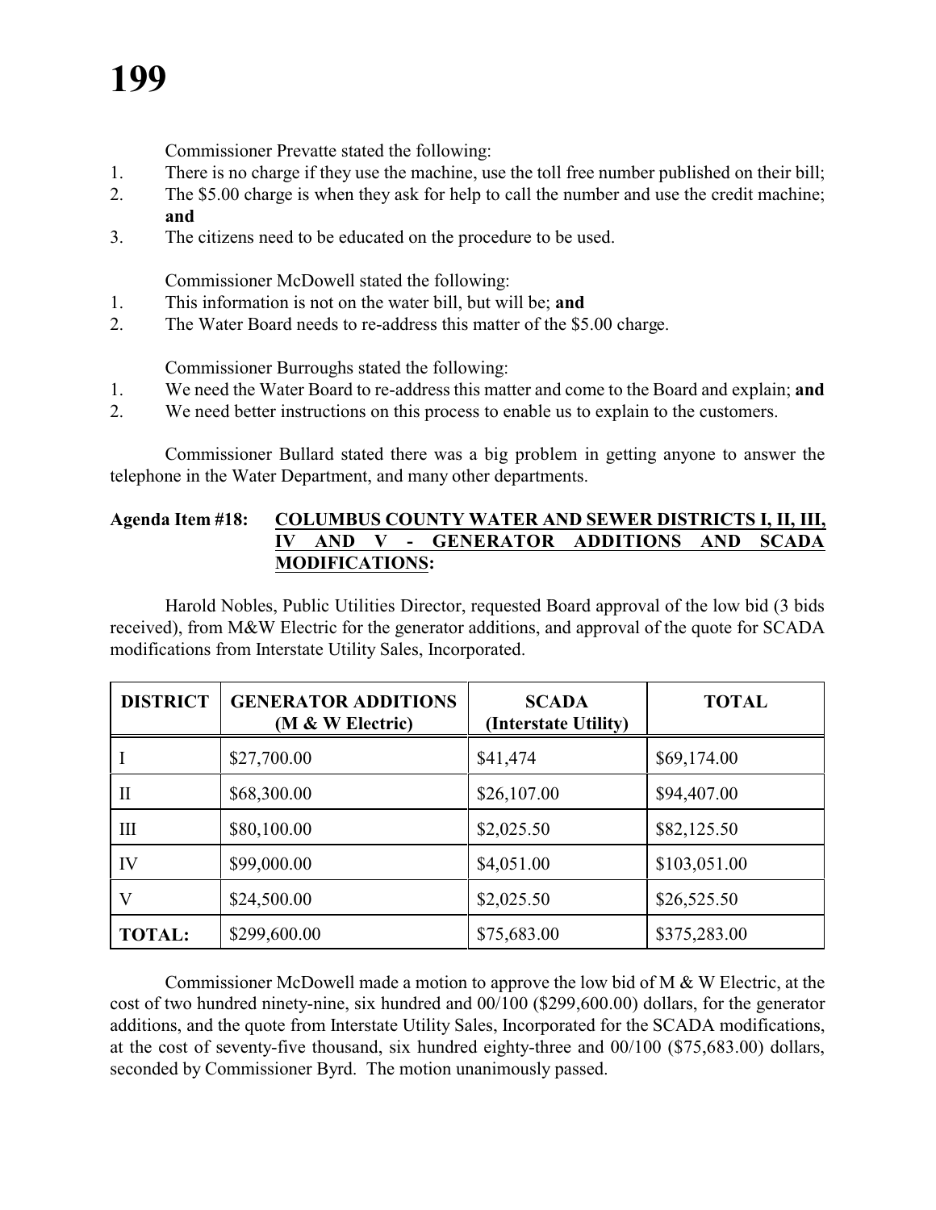Commissioner Prevatte stated the following:

1. There is no charge if they use the machine, use the toll free number published on their bill;
2. The $5.00 charge is when they ask for help to call the number and use the credit machine; **and**
3. The citizens need to be educated on the procedure to be used.

Commissioner McDowell stated the following:

1. This information is not on the water bill, but will be; **and**
2. The Water Board needs to re-address this matter of the $5.00 charge.

Commissioner Burroughs stated the following:

1. We need the Water Board to re-address this matter and come to the Board and explain; **and**
2. We need better instructions on this process to enable us to explain to the customers.

Commissioner Bullard stated there was a big problem in getting anyone to answer the telephone in the Water Department, and many other departments.

**Agenda Item #18: COLUMBUS COUNTY WATER AND SEWER DISTRICTS I, II, III, IV AND V - GENERATOR ADDITIONS AND SCADA MODIFICATIONS:**

Harold Nobles, Public Utilities Director, requested Board approval of the low bid (3 bids received), from M&W Electric for the generator additions, and approval of the quote for SCADA modifications from Interstate Utility Sales, Incorporated.

| DISTRICT | GENERATOR ADDITIONS (M & W Electric) | SCADA (Interstate Utility) | TOTAL |
|---|---|---|---|
| I | $27,700.00 | $41,474 | $69,174.00 |
| II | $68,300.00 | $26,107.00 | $94,407.00 |
| III | $80,100.00 | $2,025.50 | $82,125.50 |
| IV | $99,000.00 | $4,051.00 | $103,051.00 |
| V | $24,500.00 | $2,025.50 | $26,525.50 |
| **TOTAL:** | $299,600.00 | $75,683.00 | $375,283.00 |

Commissioner McDowell made a motion to approve the low bid of M & W Electric, at the cost of two hundred ninety-nine, six hundred and 00/100 ($299,600.00) dollars, for the generator additions, and the quote from Interstate Utility Sales, Incorporated for the SCADA modifications, at the cost of seventy-five thousand, six hundred eighty-three and 00/100 ($75,683.00) dollars, seconded by Commissioner Byrd. The motion unanimously passed.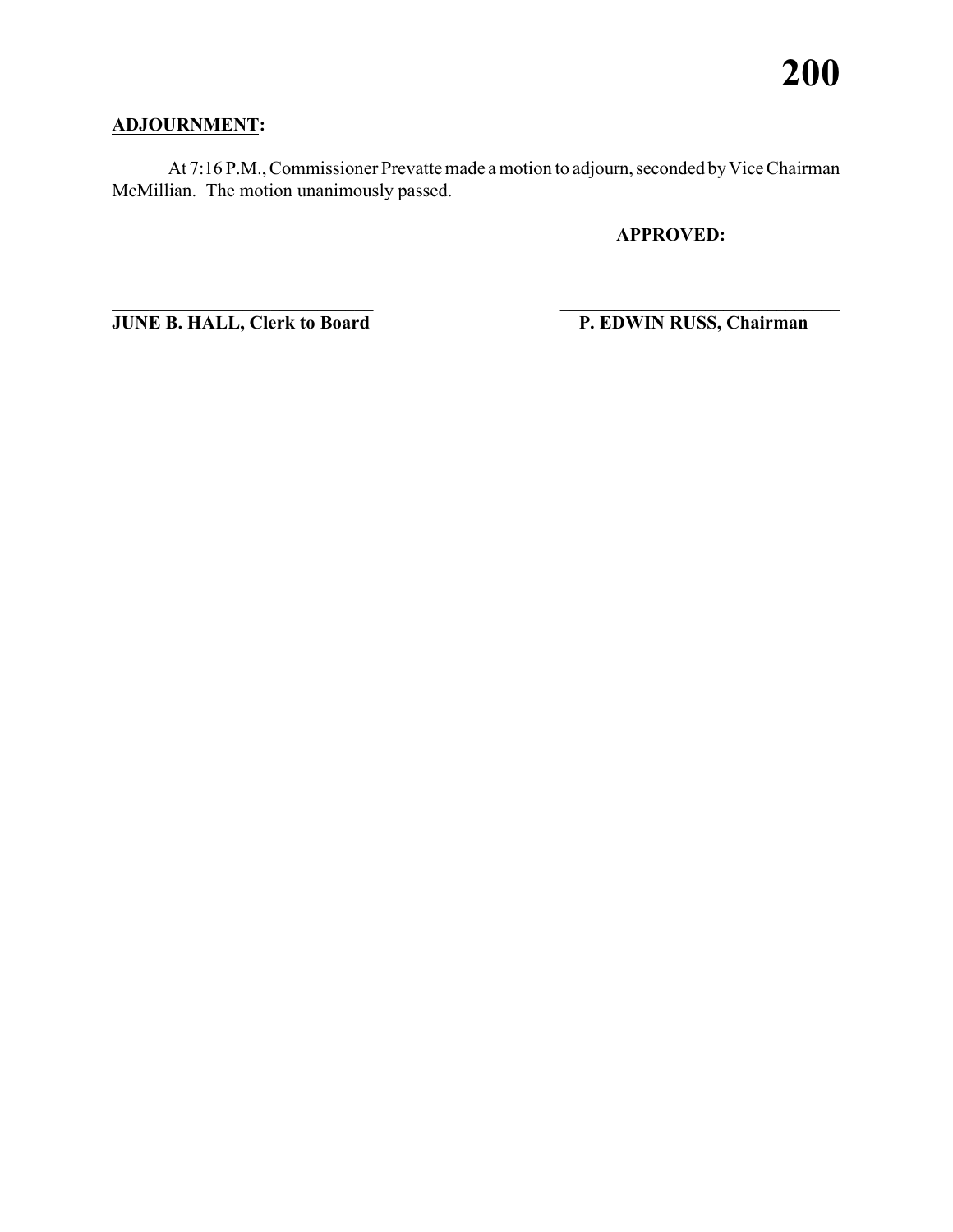**<u>ADJOURNMENT</u>:**

At 7:16 P.M., Commissioner Prevatte made a motion to adjourn, seconded by Vice Chairman McMillian. The motion unanimously passed.

**APPROVED:**

_____________________________ _______________________________

**JUNE B. HALL, Clerk to Board** **P. EDWIN RUSS, Chairman**